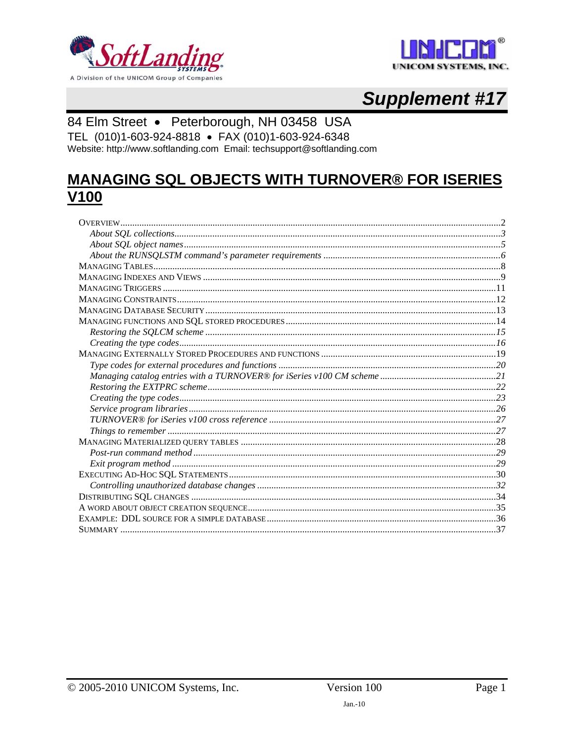# Supplement #17

84 Elm Street • Peterborough, NH 03458 USA

TEL (010)1-603-924-8818 • FAX (010)1-603-924-6348

Website: http://www.softlanding.com Email: techsupport@softlanding.com

## MANAGING SQL OBJECTS WITH TURNOVER® FOR ISERIES V100

- OVERVIEW ..... 2
  - *About SQL collections* ..... 3
  - *About SQL object names* ..... 5
  - *About the RUNSQLSTM command's parameter requirements* ..... 6
- MANAGING TABLES ..... 8
- MANAGING INDEXES AND VIEWS ..... 9
- MANAGING TRIGGERS ..... 11
- MANAGING CONSTRAINTS ..... 12
- MANAGING DATABASE SECURITY ..... 13
- MANAGING FUNCTIONS AND SQL STORED PROCEDURES ..... 14
  - *Restoring the SQLCM scheme* ..... 15
  - *Creating the type codes* ..... 16
- MANAGING EXTERNALLY STORED PROCEDURES AND FUNCTIONS ..... 19
  - *Type codes for external procedures and functions* ..... 20
  - *Managing catalog entries with a TURNOVER® for iSeries v100 CM scheme* ..... 21
  - *Restoring the EXTPRC scheme* ..... 22
  - *Creating the type codes* ..... 23
  - *Service program libraries* ..... 26
  - *TURNOVER® for iSeries v100 cross reference* ..... 27
  - *Things to remember* ..... 27
- MANAGING MATERIALIZED QUERY TABLES ..... 28
  - *Post-run command method* ..... 29
  - *Exit program method* ..... 29
- EXECUTING AD-HOC SQL STATEMENTS ..... 30
  - *Controlling unauthorized database changes* ..... 32
- DISTRIBUTING SQL CHANGES ..... 34
- A WORD ABOUT OBJECT CREATION SEQUENCE ..... 35
- EXAMPLE: DDL SOURCE FOR A SIMPLE DATABASE ..... 36
- SUMMARY ..... 37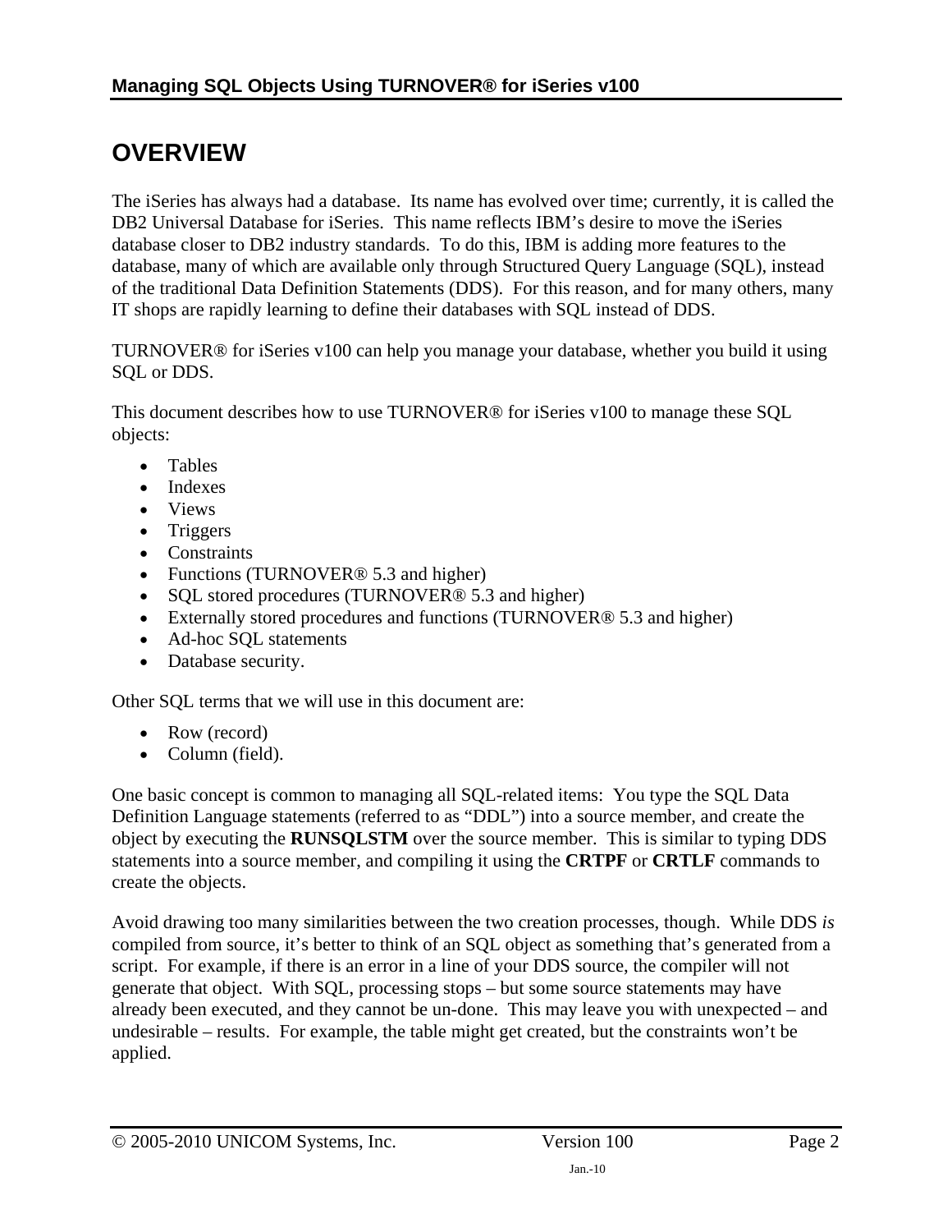# OVERVIEW

The iSeries has always had a database. Its name has evolved over time; currently, it is called the DB2 Universal Database for iSeries. This name reflects IBM's desire to move the iSeries database closer to DB2 industry standards. To do this, IBM is adding more features to the database, many of which are available only through Structured Query Language (SQL), instead of the traditional Data Definition Statements (DDS). For this reason, and for many others, many IT shops are rapidly learning to define their databases with SQL instead of DDS.

TURNOVER® for iSeries v100 can help you manage your database, whether you build it using SQL or DDS.

This document describes how to use TURNOVER® for iSeries v100 to manage these SQL objects:

- Tables
- Indexes
- Views
- Triggers
- Constraints
- Functions (TURNOVER® 5.3 and higher)
- SQL stored procedures (TURNOVER® 5.3 and higher)
- Externally stored procedures and functions (TURNOVER® 5.3 and higher)
- Ad-hoc SQL statements
- Database security.

Other SQL terms that we will use in this document are:

- Row (record)
- Column (field).

One basic concept is common to managing all SQL-related items: You type the SQL Data Definition Language statements (referred to as "DDL") into a source member, and create the object by executing the **RUNSQLSTM** over the source member. This is similar to typing DDS statements into a source member, and compiling it using the **CRTPF** or **CRTLF** commands to create the objects.

Avoid drawing too many similarities between the two creation processes, though. While DDS *is* compiled from source, it's better to think of an SQL object as something that's generated from a script. For example, if there is an error in a line of your DDS source, the compiler will not generate that object. With SQL, processing stops – but some source statements may have already been executed, and they cannot be un-done. This may leave you with unexpected – and undesirable – results. For example, the table might get created, but the constraints won't be applied.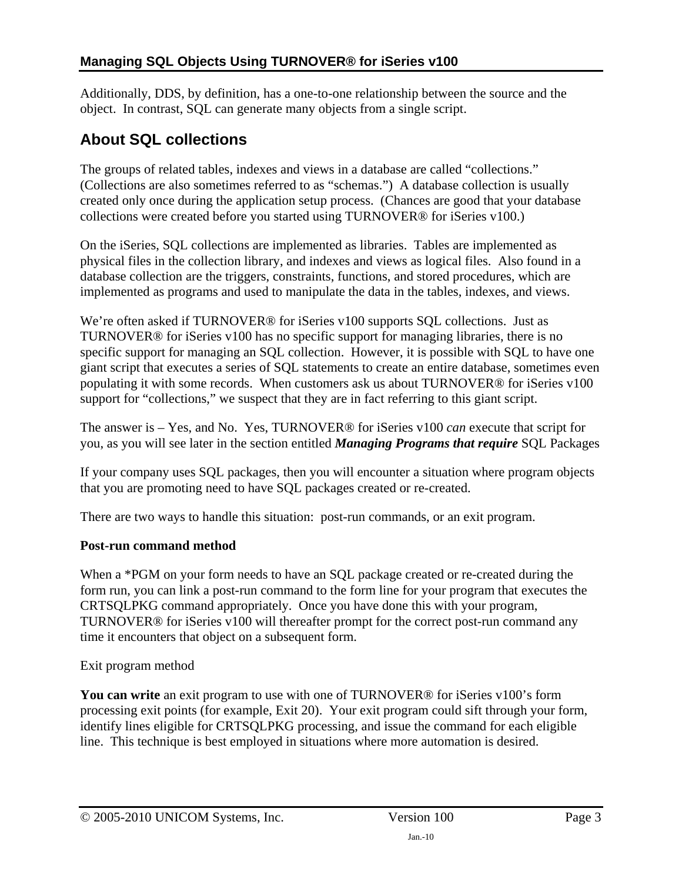Additionally, DDS, by definition, has a one-to-one relationship between the source and the object. In contrast, SQL can generate many objects from a single script.

## About SQL collections

The groups of related tables, indexes and views in a database are called "collections." (Collections are also sometimes referred to as "schemas.") A database collection is usually created only once during the application setup process. (Chances are good that your database collections were created before you started using TURNOVER® for iSeries v100.)

On the iSeries, SQL collections are implemented as libraries. Tables are implemented as physical files in the collection library, and indexes and views as logical files. Also found in a database collection are the triggers, constraints, functions, and stored procedures, which are implemented as programs and used to manipulate the data in the tables, indexes, and views.

We're often asked if TURNOVER® for iSeries v100 supports SQL collections. Just as TURNOVER® for iSeries v100 has no specific support for managing libraries, there is no specific support for managing an SQL collection. However, it is possible with SQL to have one giant script that executes a series of SQL statements to create an entire database, sometimes even populating it with some records. When customers ask us about TURNOVER® for iSeries v100 support for "collections," we suspect that they are in fact referring to this giant script.

The answer is – Yes, and No. Yes, TURNOVER® for iSeries v100 *can* execute that script for you, as you will see later in the section entitled ***Managing Programs that require*** SQL Packages

If your company uses SQL packages, then you will encounter a situation where program objects that you are promoting need to have SQL packages created or re-created.

There are two ways to handle this situation: post-run commands, or an exit program.

**Post-run command method**

When a *PGM on your form needs to have an SQL package created or re-created during the form run, you can link a post-run command to the form line for your program that executes the CRTSQLPKG command appropriately. Once you have done this with your program, TURNOVER® for iSeries v100 will thereafter prompt for the correct post-run command any time it encounters that object on a subsequent form.

Exit program method

**You can write** an exit program to use with one of TURNOVER® for iSeries v100's form processing exit points (for example, Exit 20). Your exit program could sift through your form, identify lines eligible for CRTSQLPKG processing, and issue the command for each eligible line. This technique is best employed in situations where more automation is desired.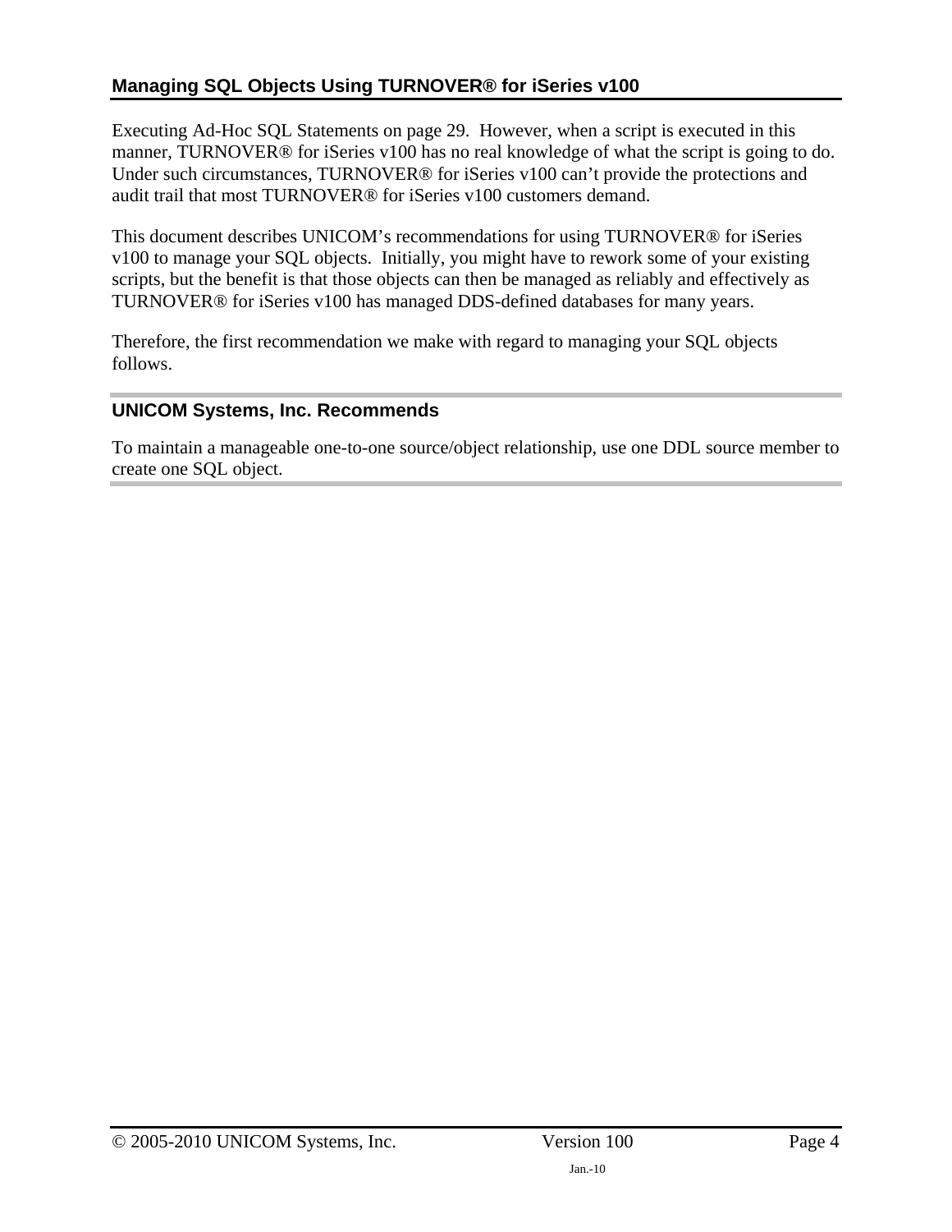Executing Ad-Hoc SQL Statements on page 29. However, when a script is executed in this manner, TURNOVER® for iSeries v100 has no real knowledge of what the script is going to do. Under such circumstances, TURNOVER® for iSeries v100 can't provide the protections and audit trail that most TURNOVER® for iSeries v100 customers demand.

This document describes UNICOM's recommendations for using TURNOVER® for iSeries v100 to manage your SQL objects. Initially, you might have to rework some of your existing scripts, but the benefit is that those objects can then be managed as reliably and effectively as TURNOVER® for iSeries v100 has managed DDS-defined databases for many years.

Therefore, the first recommendation we make with regard to managing your SQL objects follows.

---

### UNICOM Systems, Inc. Recommends

To maintain a manageable one-to-one source/object relationship, use one DDL source member to create one SQL object.

---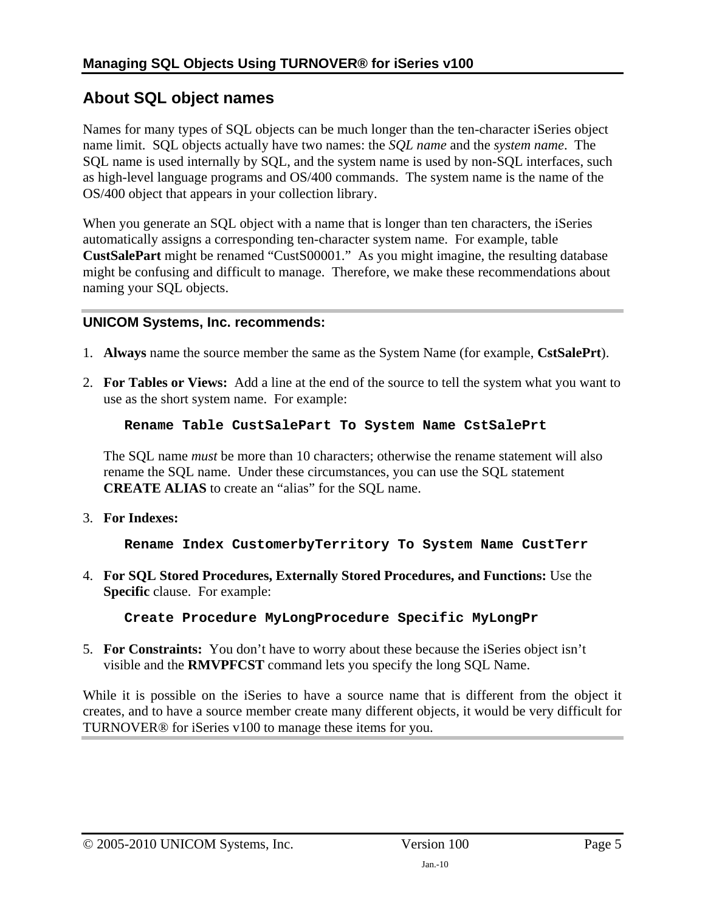## About SQL object names

Names for many types of SQL objects can be much longer than the ten-character iSeries object name limit. SQL objects actually have two names: the *SQL name* and the *system name*. The SQL name is used internally by SQL, and the system name is used by non-SQL interfaces, such as high-level language programs and OS/400 commands. The system name is the name of the OS/400 object that appears in your collection library.

When you generate an SQL object with a name that is longer than ten characters, the iSeries automatically assigns a corresponding ten-character system name. For example, table **CustSalePart** might be renamed "CustS00001." As you might imagine, the resulting database might be confusing and difficult to manage. Therefore, we make these recommendations about naming your SQL objects.

### UNICOM Systems, Inc. recommends:

1. **Always** name the source member the same as the System Name (for example, **CstSalePrt**).

2. **For Tables or Views:** Add a line at the end of the source to tell the system what you want to use as the short system name. For example:

   ```
   Rename Table CustSalePart To System Name CstSalePrt
   ```

   The SQL name *must* be more than 10 characters; otherwise the rename statement will also rename the SQL name. Under these circumstances, you can use the SQL statement **CREATE ALIAS** to create an "alias" for the SQL name.

3. **For Indexes:**

   ```
   Rename Index CustomerbyTerritory To System Name CustTerr
   ```

4. **For SQL Stored Procedures, Externally Stored Procedures, and Functions:** Use the **Specific** clause. For example:

   ```
   Create Procedure MyLongProcedure Specific MyLongPr
   ```

5. **For Constraints:** You don't have to worry about these because the iSeries object isn't visible and the **RMVPFCST** command lets you specify the long SQL Name.

While it is possible on the iSeries to have a source name that is different from the object it creates, and to have a source member create many different objects, it would be very difficult for TURNOVER® for iSeries v100 to manage these items for you.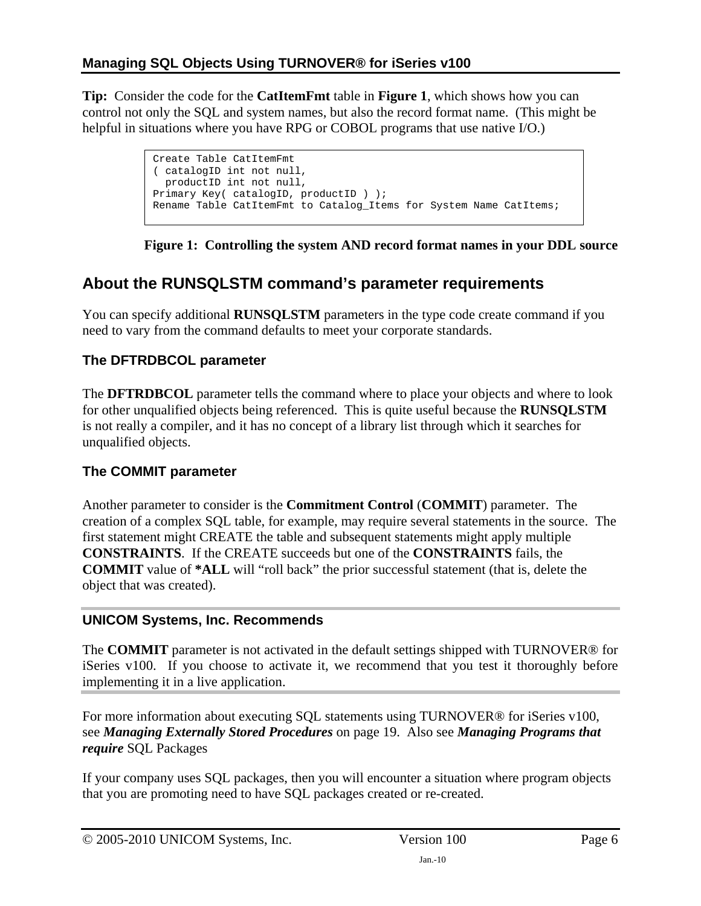**Tip:** Consider the code for the **CatItemFmt** table in **Figure 1**, which shows how you can control not only the SQL and system names, but also the record format name. (This might be helpful in situations where you have RPG or COBOL programs that use native I/O.)

```
Create Table CatItemFmt
( catalogID int not null,
  productID int not null,
Primary Key( catalogID, productID ) );
Rename Table CatItemFmt to Catalog_Items for System Name CatItems;
```

**Figure 1: Controlling the system AND record format names in your DDL source**

## About the RUNSQLSTM command's parameter requirements

You can specify additional **RUNSQLSTM** parameters in the type code create command if you need to vary from the command defaults to meet your corporate standards.

### The DFTRDBCOL parameter

The **DFTRDBCOL** parameter tells the command where to place your objects and where to look for other unqualified objects being referenced. This is quite useful because the **RUNSQLSTM** is not really a compiler, and it has no concept of a library list through which it searches for unqualified objects.

### The COMMIT parameter

Another parameter to consider is the **Commitment Control** (**COMMIT**) parameter. The creation of a complex SQL table, for example, may require several statements in the source. The first statement might CREATE the table and subsequent statements might apply multiple **CONSTRAINTS**. If the CREATE succeeds but one of the **CONSTRAINTS** fails, the **COMMIT** value of ***ALL** will "roll back" the prior successful statement (that is, delete the object that was created).

### UNICOM Systems, Inc. Recommends

The **COMMIT** parameter is not activated in the default settings shipped with TURNOVER® for iSeries v100. If you choose to activate it, we recommend that you test it thoroughly before implementing it in a live application.

For more information about executing SQL statements using TURNOVER® for iSeries v100, see ***Managing Externally Stored Procedures*** on page 19. Also see ***Managing Programs that require*** SQL Packages

If your company uses SQL packages, then you will encounter a situation where program objects that you are promoting need to have SQL packages created or re-created.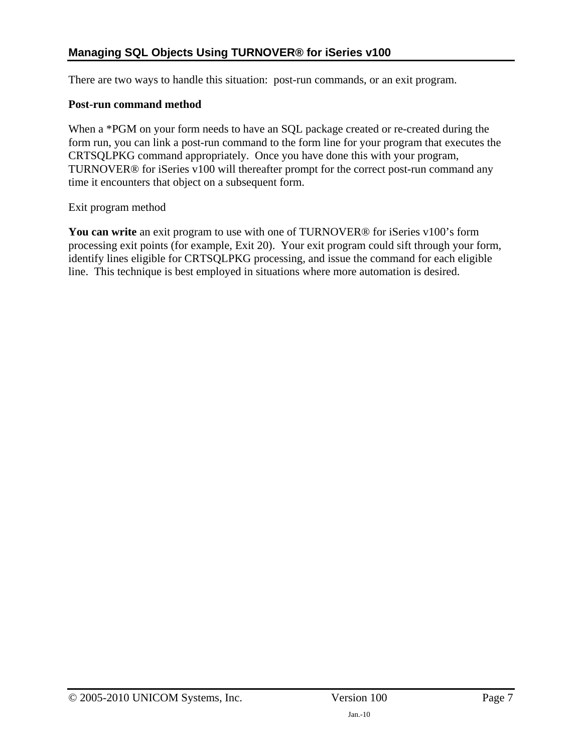There are two ways to handle this situation: post-run commands, or an exit program.

**Post-run command method**

When a *PGM on your form needs to have an SQL package created or re-created during the form run, you can link a post-run command to the form line for your program that executes the CRTSQLPKG command appropriately. Once you have done this with your program, TURNOVER® for iSeries v100 will thereafter prompt for the correct post-run command any time it encounters that object on a subsequent form.

Exit program method

**You can write** an exit program to use with one of TURNOVER® for iSeries v100's form processing exit points (for example, Exit 20). Your exit program could sift through your form, identify lines eligible for CRTSQLPKG processing, and issue the command for each eligible line. This technique is best employed in situations where more automation is desired.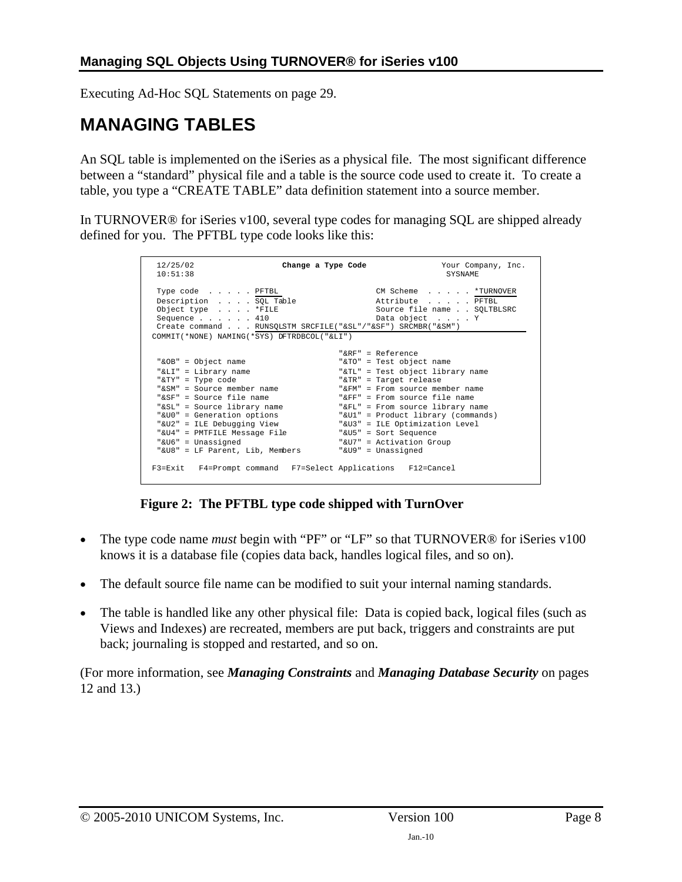Executing Ad-Hoc SQL Statements on page 29.

# MANAGING TABLES

An SQL table is implemented on the iSeries as a physical file. The most significant difference between a "standard" physical file and a table is the source code used to create it. To create a table, you type a "CREATE TABLE" data definition statement into a source member.

In TURNOVER® for iSeries v100, several type codes for managing SQL are shipped already defined for you. The PFTBL type code looks like this:

```
 12/25/02                 Change a Type Code                Your Company, Inc.
 10:51:38                                                    SYSNAME

 Type code  . . . . . PFTBL                      CM Scheme  . . . . . *TURNOVER
 Description  . . . . SQL Table                  Attribute  . . . . . PFTBL
 Object type  . . . . *FILE                      Source file name . . SQLTBLSRC
 Sequence . . . . . . 410                        Data object  . . . . Y
 Create command . . . RUNSQLSTM SRCFILE("&SL"/"&SF") SRCMBR("&SM")
COMMIT(*NONE) NAMING(*SYS) DFTRDBCOL("&LI")

                                         "&RF" = Reference
 "&OB" = Object name                     "&TO" = Test object name
 "&LI" = Library name                    "&TL" = Test object library name
 "&TY" = Type code                       "&TR" = Target release
 "&SM" = Source member name              "&FM" = From source member name
 "&SF" = Source file name                "&FF" = From source file name
 "&SL" = Source library name             "&FL" = From source library name
 "&U0" = Generation options              "&U1" = Product library (commands)
 "&U2" = ILE Debugging View              "&U3" = ILE Optimization Level
 "&U4" = PMTFILE Message File            "&U5" = Sort Sequence
 "&U6" = Unassigned                      "&U7" = Activation Group
 "&U8" = LF Parent, Lib, Members         "&U9" = Unassigned

F3=Exit   F4=Prompt command   F7=Select Applications   F12=Cancel
```

**Figure 2: The PFTBL type code shipped with TurnOver**

- The type code name *must* begin with "PF" or "LF" so that TURNOVER® for iSeries v100 knows it is a database file (copies data back, handles logical files, and so on).
- The default source file name can be modified to suit your internal naming standards.
- The table is handled like any other physical file: Data is copied back, logical files (such as Views and Indexes) are recreated, members are put back, triggers and constraints are put back; journaling is stopped and restarted, and so on.

(For more information, see ***Managing Constraints*** and ***Managing Database Security*** on pages 12 and 13.)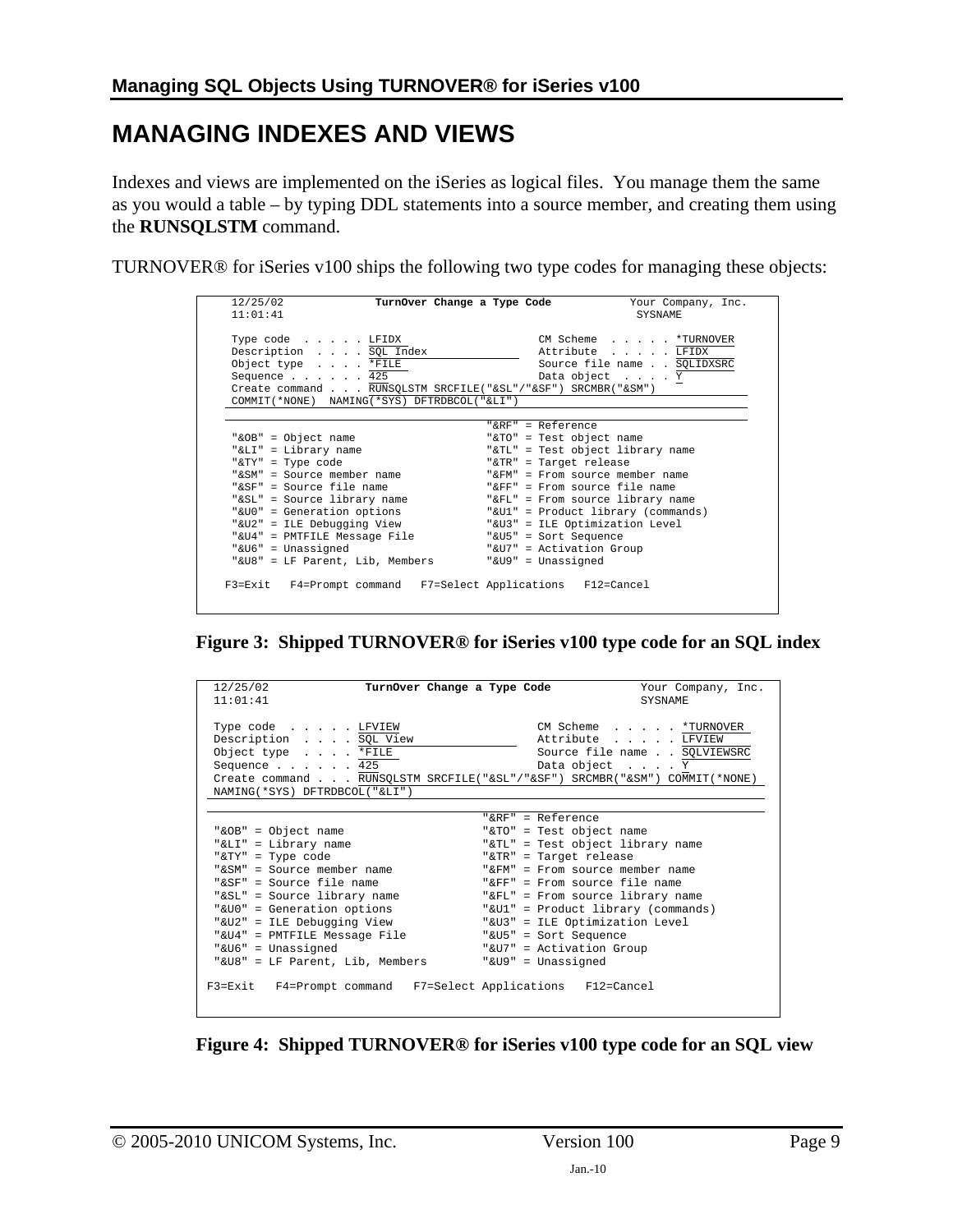# MANAGING INDEXES AND VIEWS

Indexes and views are implemented on the iSeries as logical files. You manage them the same as you would a table – by typing DDL statements into a source member, and creating them using the **RUNSQLSTM** command.

TURNOVER® for iSeries v100 ships the following two type codes for managing these objects:

```
12/25/02              TurnOver Change a Type Code              Your Company, Inc.
11:01:41                                                          SYSNAME

Type code  . . . . . LFIDX                        CM Scheme  . . . . . *TURNOVER
Description  . . . . SQL Index                    Attribute  . . . . . LFIDX
Object type  . . . . *FILE                        Source file name . . SQLIDXSRC
Sequence . . . . . . 425                          Data object  . . . . Y
Create command . . . RUNSQLSTM SRCFILE("&SL"/"&SF") SRCMBR("&SM")
COMMIT(*NONE)  NAMING(*SYS) DFTRDBCOL("&LI")

                                        "&RF" = Reference
"&OB" = Object name                     "&TO" = Test object name
"&LI" = Library name                    "&TL" = Test object library name
"&TY" = Type code                       "&TR" = Target release
"&SM" = Source member name              "&FM" = From source member name
"&SF" = Source file name                "&FF" = From source file name
"&SL" = Source library name             "&FL" = From source library name
"&U0" = Generation options              "&U1" = Product library (commands)
"&U2" = ILE Debugging View              "&U3" = ILE Optimization Level
"&U4" = PMTFILE Message File            "&U5" = Sort Sequence
"&U6" = Unassigned                      "&U7" = Activation Group
"&U8" = LF Parent, Lib, Members         "&U9" = Unassigned

F3=Exit   F4=Prompt command   F7=Select Applications   F12=Cancel
```

**Figure 3: Shipped TURNOVER® for iSeries v100 type code for an SQL index**

```
12/25/02              TurnOver Change a Type Code              Your Company, Inc.
11:01:41                                                          SYSNAME

Type code  . . . . . LFVIEW                       CM Scheme  . . . . . *TURNOVER
Description  . . . . SQL View                     Attribute  . . . . . LFVIEW
Object type  . . . . *FILE                        Source file name . . SQLVIEWSRC
Sequence . . . . . . 425                          Data object  . . . . Y
Create command . . . RUNSQLSTM SRCFILE("&SL"/"&SF") SRCMBR("&SM") COMMIT(*NONE)
NAMING(*SYS) DFTRDBCOL("&LI")

                                        "&RF" = Reference
"&OB" = Object name                     "&TO" = Test object name
"&LI" = Library name                    "&TL" = Test object library name
"&TY" = Type code                       "&TR" = Target release
"&SM" = Source member name              "&FM" = From source member name
"&SF" = Source file name                "&FF" = From source file name
"&SL" = Source library name             "&FL" = From source library name
"&U0" = Generation options              "&U1" = Product library (commands)
"&U2" = ILE Debugging View              "&U3" = ILE Optimization Level
"&U4" = PMTFILE Message File            "&U5" = Sort Sequence
"&U6" = Unassigned                      "&U7" = Activation Group
"&U8" = LF Parent, Lib, Members         "&U9" = Unassigned

F3=Exit   F4=Prompt command   F7=Select Applications   F12=Cancel
```

**Figure 4: Shipped TURNOVER® for iSeries v100 type code for an SQL view**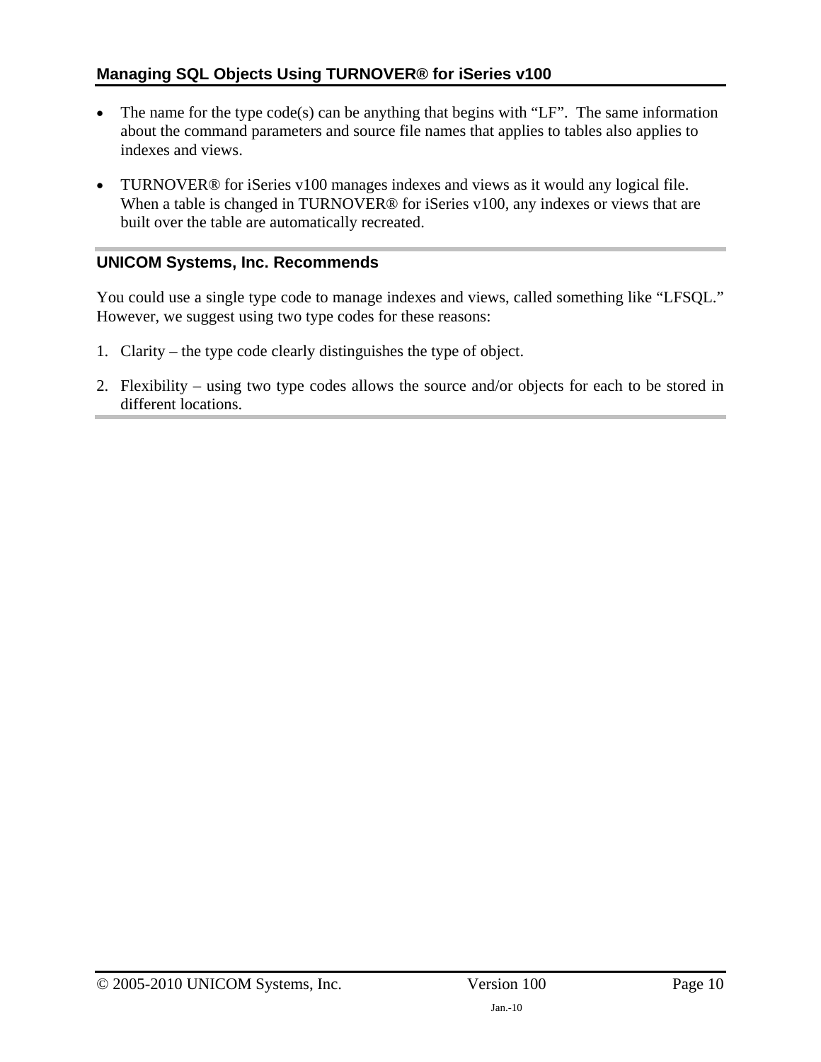- The name for the type code(s) can be anything that begins with “LF”. The same information about the command parameters and source file names that applies to tables also applies to indexes and views.

- TURNOVER® for iSeries v100 manages indexes and views as it would any logical file. When a table is changed in TURNOVER® for iSeries v100, any indexes or views that are built over the table are automatically recreated.

### UNICOM Systems, Inc. Recommends

You could use a single type code to manage indexes and views, called something like “LFSQL.” However, we suggest using two type codes for these reasons:

1. Clarity – the type code clearly distinguishes the type of object.

2. Flexibility – using two type codes allows the source and/or objects for each to be stored in different locations.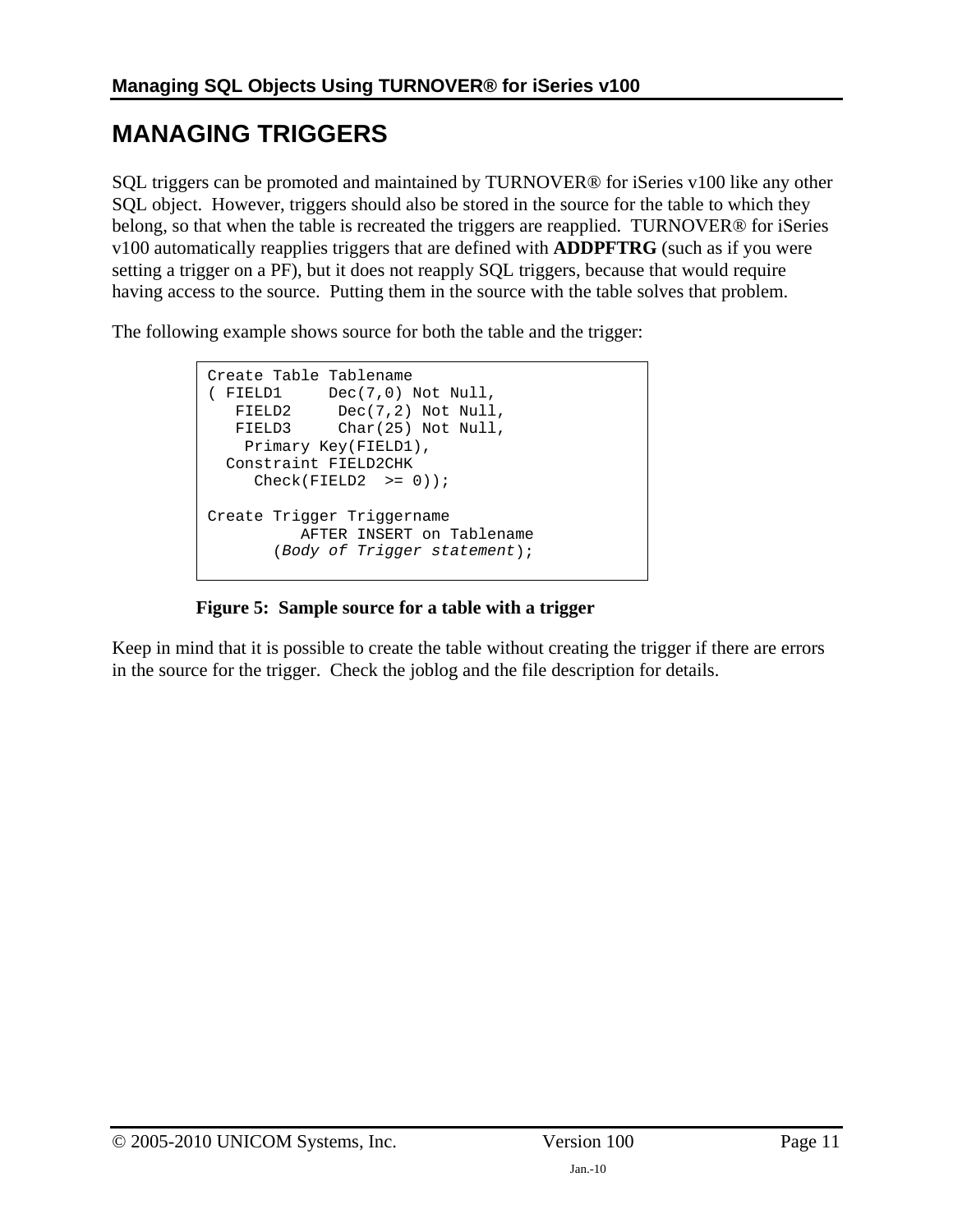# MANAGING TRIGGERS

SQL triggers can be promoted and maintained by TURNOVER® for iSeries v100 like any other SQL object. However, triggers should also be stored in the source for the table to which they belong, so that when the table is recreated the triggers are reapplied. TURNOVER® for iSeries v100 automatically reapplies triggers that are defined with **ADDPFTRG** (such as if you were setting a trigger on a PF), but it does not reapply SQL triggers, because that would require having access to the source. Putting them in the source with the table solves that problem.

The following example shows source for both the table and the trigger:

```
Create Table Tablename
( FIELD1     Dec(7,0) Not Null,
   FIELD2     Dec(7,2) Not Null,
   FIELD3     Char(25) Not Null,
    Primary Key(FIELD1),
  Constraint FIELD2CHK
     Check(FIELD2  >= 0));

Create Trigger Triggername
          AFTER INSERT on Tablename
        (Body of Trigger statement);
```

**Figure 5: Sample source for a table with a trigger**

Keep in mind that it is possible to create the table without creating the trigger if there are errors in the source for the trigger. Check the joblog and the file description for details.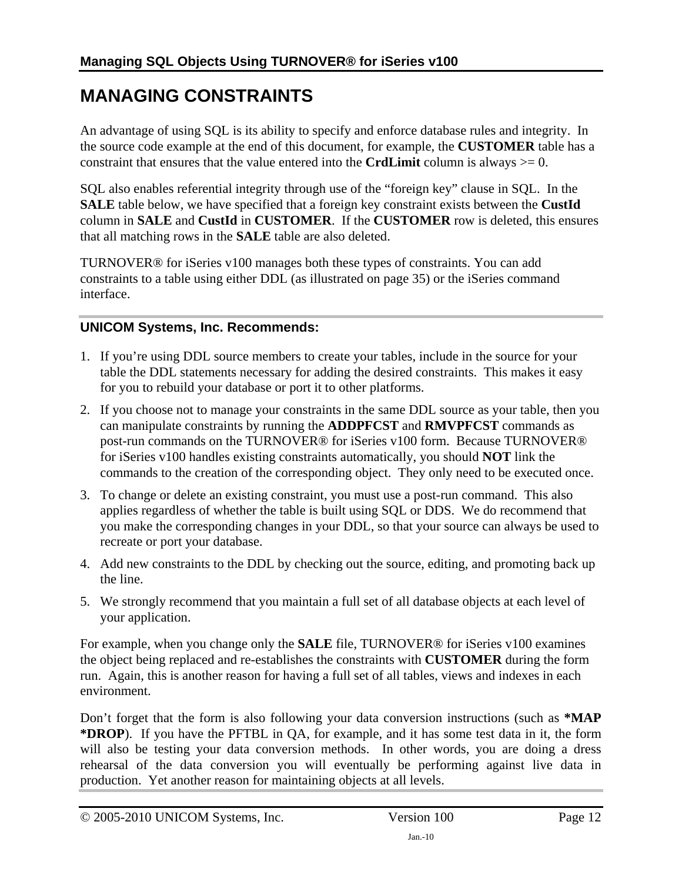# MANAGING CONSTRAINTS

An advantage of using SQL is its ability to specify and enforce database rules and integrity. In the source code example at the end of this document, for example, the **CUSTOMER** table has a constraint that ensures that the value entered into the **CrdLimit** column is always >= 0.

SQL also enables referential integrity through use of the "foreign key" clause in SQL. In the **SALE** table below, we have specified that a foreign key constraint exists between the **CustId** column in **SALE** and **CustId** in **CUSTOMER**. If the **CUSTOMER** row is deleted, this ensures that all matching rows in the **SALE** table are also deleted.

TURNOVER® for iSeries v100 manages both these types of constraints. You can add constraints to a table using either DDL (as illustrated on page 35) or the iSeries command interface.

## UNICOM Systems, Inc. Recommends:

1. If you're using DDL source members to create your tables, include in the source for your table the DDL statements necessary for adding the desired constraints. This makes it easy for you to rebuild your database or port it to other platforms.
2. If you choose not to manage your constraints in the same DDL source as your table, then you can manipulate constraints by running the **ADDPFCST** and **RMVPFCST** commands as post-run commands on the TURNOVER® for iSeries v100 form. Because TURNOVER® for iSeries v100 handles existing constraints automatically, you should **NOT** link the commands to the creation of the corresponding object. They only need to be executed once.
3. To change or delete an existing constraint, you must use a post-run command. This also applies regardless of whether the table is built using SQL or DDS. We do recommend that you make the corresponding changes in your DDL, so that your source can always be used to recreate or port your database.
4. Add new constraints to the DDL by checking out the source, editing, and promoting back up the line.
5. We strongly recommend that you maintain a full set of all database objects at each level of your application.

For example, when you change only the **SALE** file, TURNOVER® for iSeries v100 examines the object being replaced and re-establishes the constraints with **CUSTOMER** during the form run. Again, this is another reason for having a full set of all tables, views and indexes in each environment.

Don't forget that the form is also following your data conversion instructions (such as ***MAP *DROP**). If you have the PFTBL in QA, for example, and it has some test data in it, the form will also be testing your data conversion methods. In other words, you are doing a dress rehearsal of the data conversion you will eventually be performing against live data in production. Yet another reason for maintaining objects at all levels.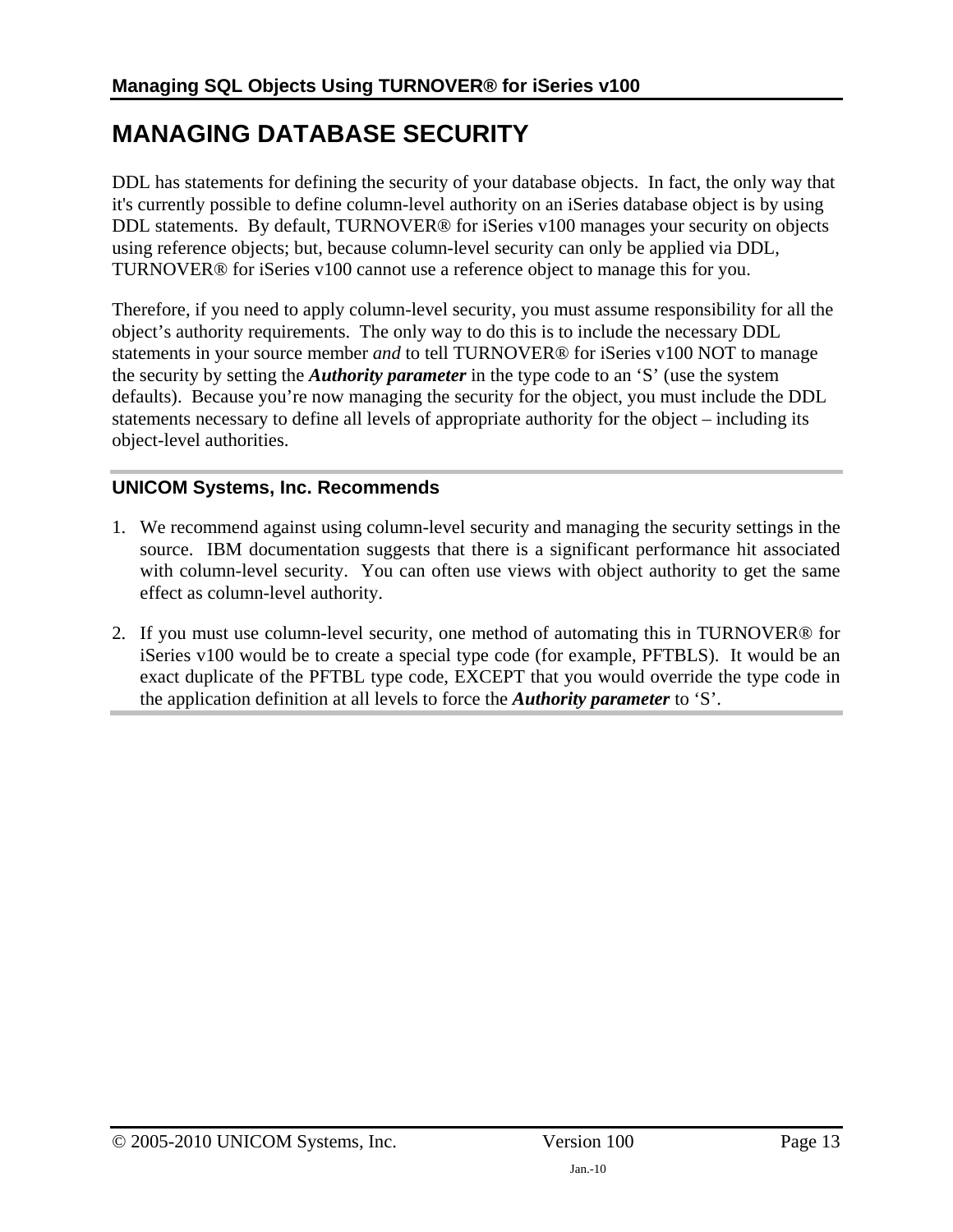# MANAGING DATABASE SECURITY

DDL has statements for defining the security of your database objects. In fact, the only way that it's currently possible to define column-level authority on an iSeries database object is by using DDL statements. By default, TURNOVER® for iSeries v100 manages your security on objects using reference objects; but, because column-level security can only be applied via DDL, TURNOVER® for iSeries v100 cannot use a reference object to manage this for you.

Therefore, if you need to apply column-level security, you must assume responsibility for all the object's authority requirements. The only way to do this is to include the necessary DDL statements in your source member *and* to tell TURNOVER® for iSeries v100 NOT to manage the security by setting the ***Authority parameter*** in the type code to an 'S' (use the system defaults). Because you're now managing the security for the object, you must include the DDL statements necessary to define all levels of appropriate authority for the object – including its object-level authorities.

## UNICOM Systems, Inc. Recommends

1. We recommend against using column-level security and managing the security settings in the source. IBM documentation suggests that there is a significant performance hit associated with column-level security. You can often use views with object authority to get the same effect as column-level authority.

2. If you must use column-level security, one method of automating this in TURNOVER® for iSeries v100 would be to create a special type code (for example, PFTBLS). It would be an exact duplicate of the PFTBL type code, EXCEPT that you would override the type code in the application definition at all levels to force the ***Authority parameter*** to 'S'.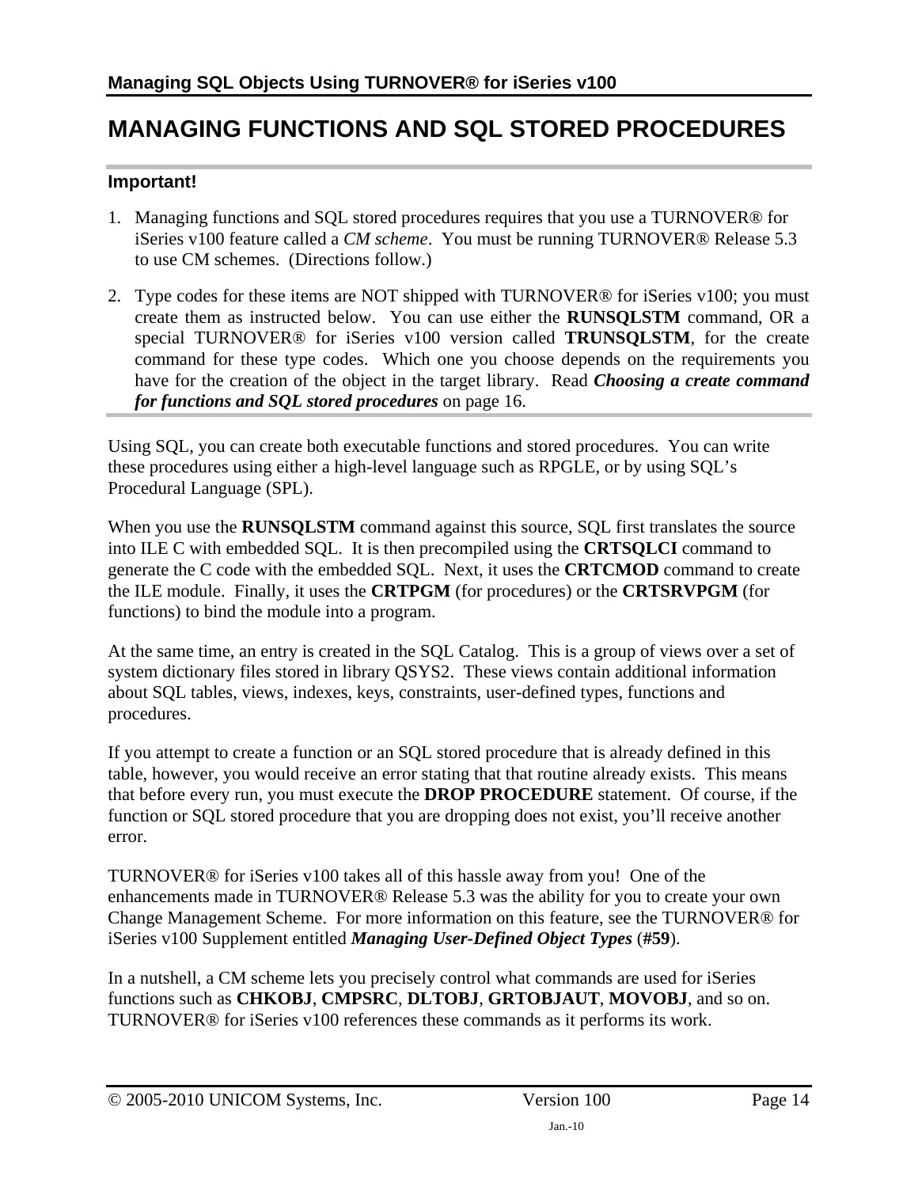# MANAGING FUNCTIONS AND SQL STORED PROCEDURES

### Important!

1. Managing functions and SQL stored procedures requires that you use a TURNOVER® for iSeries v100 feature called a *CM scheme*. You must be running TURNOVER® Release 5.3 to use CM schemes. (Directions follow.)
2. Type codes for these items are NOT shipped with TURNOVER® for iSeries v100; you must create them as instructed below. You can use either the **RUNSQLSTM** command, OR a special TURNOVER® for iSeries v100 version called **TRUNSQLSTM**, for the create command for these type codes. Which one you choose depends on the requirements you have for the creation of the object in the target library. Read ***Choosing a create command for functions and SQL stored procedures*** on page 16.

Using SQL, you can create both executable functions and stored procedures. You can write these procedures using either a high-level language such as RPGLE, or by using SQL's Procedural Language (SPL).

When you use the **RUNSQLSTM** command against this source, SQL first translates the source into ILE C with embedded SQL. It is then precompiled using the **CRTSQLCI** command to generate the C code with the embedded SQL. Next, it uses the **CRTCMOD** command to create the ILE module. Finally, it uses the **CRTPGM** (for procedures) or the **CRTSRVPGM** (for functions) to bind the module into a program.

At the same time, an entry is created in the SQL Catalog. This is a group of views over a set of system dictionary files stored in library QSYS2. These views contain additional information about SQL tables, views, indexes, keys, constraints, user-defined types, functions and procedures.

If you attempt to create a function or an SQL stored procedure that is already defined in this table, however, you would receive an error stating that that routine already exists. This means that before every run, you must execute the **DROP PROCEDURE** statement. Of course, if the function or SQL stored procedure that you are dropping does not exist, you'll receive another error.

TURNOVER® for iSeries v100 takes all of this hassle away from you! One of the enhancements made in TURNOVER® Release 5.3 was the ability for you to create your own Change Management Scheme. For more information on this feature, see the TURNOVER® for iSeries v100 Supplement entitled ***Managing User-Defined Object Types*** (**#59**).

In a nutshell, a CM scheme lets you precisely control what commands are used for iSeries functions such as **CHKOBJ**, **CMPSRC**, **DLTOBJ**, **GRTOBJAUT**, **MOVOBJ**, and so on. TURNOVER® for iSeries v100 references these commands as it performs its work.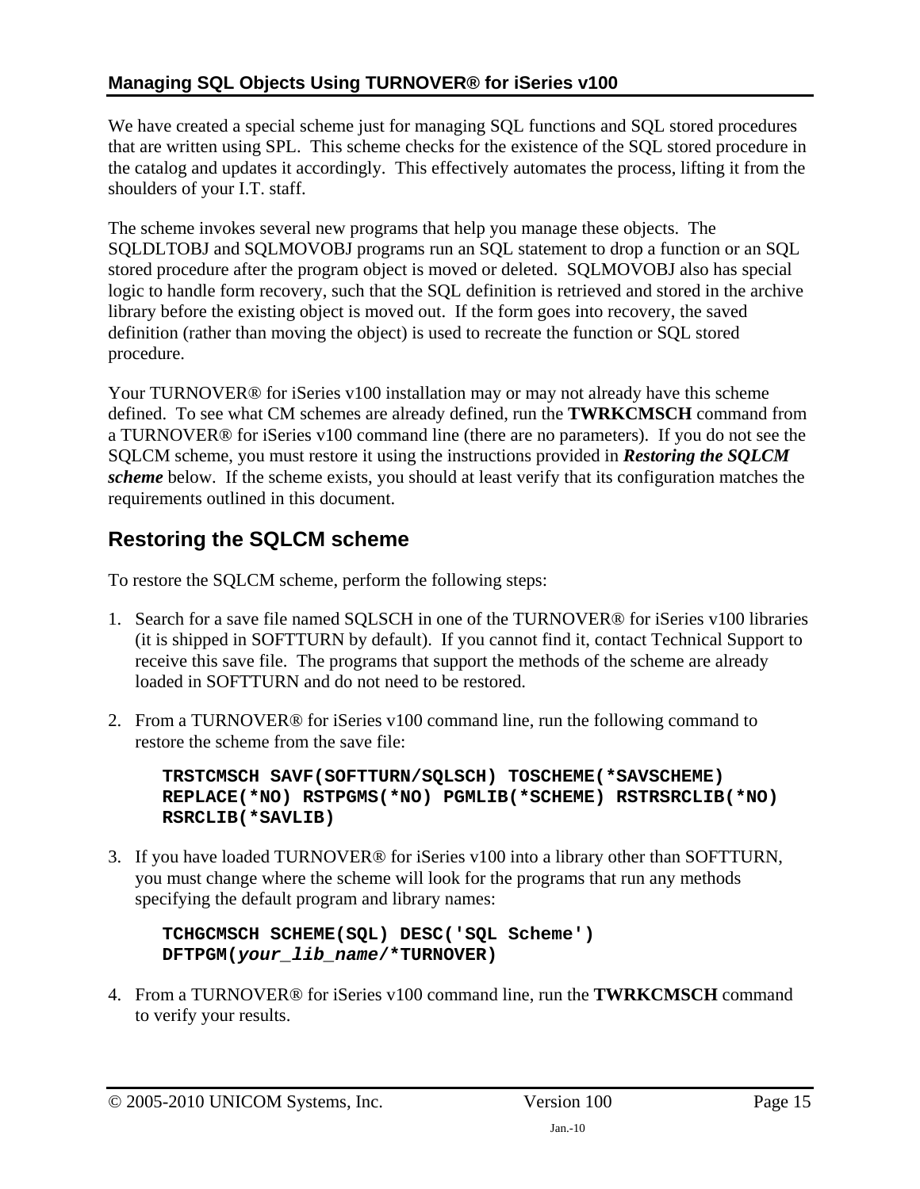We have created a special scheme just for managing SQL functions and SQL stored procedures that are written using SPL. This scheme checks for the existence of the SQL stored procedure in the catalog and updates it accordingly. This effectively automates the process, lifting it from the shoulders of your I.T. staff.

The scheme invokes several new programs that help you manage these objects. The SQLDLTOBJ and SQLMOVOBJ programs run an SQL statement to drop a function or an SQL stored procedure after the program object is moved or deleted. SQLMOVOBJ also has special logic to handle form recovery, such that the SQL definition is retrieved and stored in the archive library before the existing object is moved out. If the form goes into recovery, the saved definition (rather than moving the object) is used to recreate the function or SQL stored procedure.

Your TURNOVER® for iSeries v100 installation may or may not already have this scheme defined. To see what CM schemes are already defined, run the **TWRKCMSCH** command from a TURNOVER® for iSeries v100 command line (there are no parameters). If you do not see the SQLCM scheme, you must restore it using the instructions provided in ***Restoring the SQLCM scheme*** below. If the scheme exists, you should at least verify that its configuration matches the requirements outlined in this document.

## Restoring the SQLCM scheme

To restore the SQLCM scheme, perform the following steps:

1. Search for a save file named SQLSCH in one of the TURNOVER® for iSeries v100 libraries (it is shipped in SOFTTURN by default). If you cannot find it, contact Technical Support to receive this save file. The programs that support the methods of the scheme are already loaded in SOFTTURN and do not need to be restored.

2. From a TURNOVER® for iSeries v100 command line, run the following command to restore the scheme from the save file:

   ```
   TRSTCMSCH SAVF(SOFTTURN/SQLSCH) TOSCHEME(*SAVSCHEME)
   REPLACE(*NO) RSTPGMS(*NO) PGMLIB(*SCHEME) RSTRSRCLIB(*NO)
   RSRCLIB(*SAVLIB)
   ```

3. If you have loaded TURNOVER® for iSeries v100 into a library other than SOFTTURN, you must change where the scheme will look for the programs that run any methods specifying the default program and library names:

   ```
   TCHGCMSCH SCHEME(SQL) DESC('SQL Scheme')
   DFTPGM(your_lib_name/*TURNOVER)
   ```

4. From a TURNOVER® for iSeries v100 command line, run the **TWRKCMSCH** command to verify your results.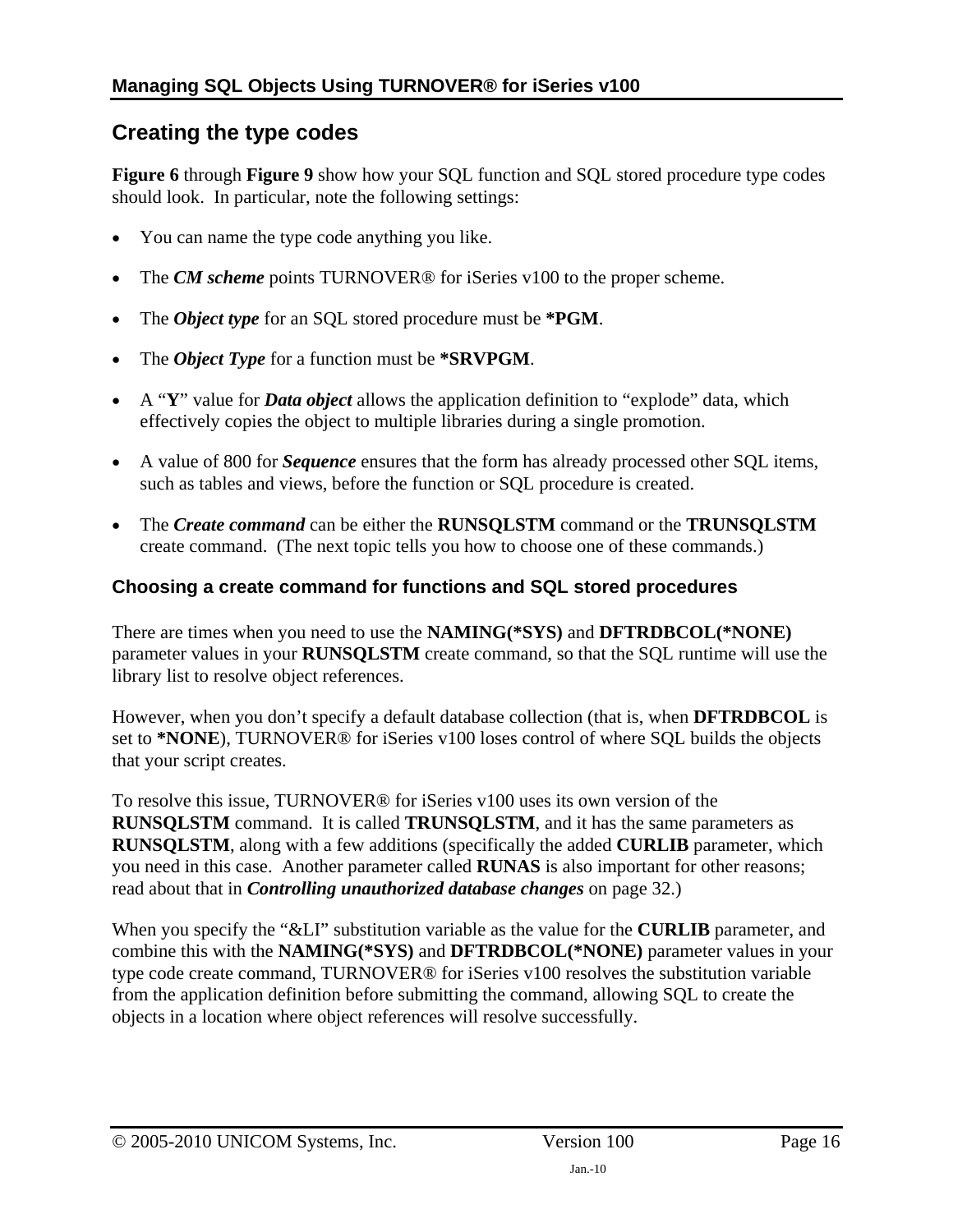## Creating the type codes

**Figure 6** through **Figure 9** show how your SQL function and SQL stored procedure type codes should look. In particular, note the following settings:

- You can name the type code anything you like.
- The ***CM scheme*** points TURNOVER® for iSeries v100 to the proper scheme.
- The ***Object type*** for an SQL stored procedure must be ***PGM**.
- The ***Object Type*** for a function must be ***SRVPGM**.
- A "**Y**" value for ***Data object*** allows the application definition to "explode" data, which effectively copies the object to multiple libraries during a single promotion.
- A value of 800 for ***Sequence*** ensures that the form has already processed other SQL items, such as tables and views, before the function or SQL procedure is created.
- The ***Create command*** can be either the **RUNSQLSTM** command or the **TRUNSQLSTM** create command. (The next topic tells you how to choose one of these commands.)

### Choosing a create command for functions and SQL stored procedures

There are times when you need to use the **NAMING(*SYS)** and **DFTRDBCOL(*NONE)** parameter values in your **RUNSQLSTM** create command, so that the SQL runtime will use the library list to resolve object references.

However, when you don't specify a default database collection (that is, when **DFTRDBCOL** is set to ***NONE**), TURNOVER® for iSeries v100 loses control of where SQL builds the objects that your script creates.

To resolve this issue, TURNOVER® for iSeries v100 uses its own version of the **RUNSQLSTM** command. It is called **TRUNSQLSTM**, and it has the same parameters as **RUNSQLSTM**, along with a few additions (specifically the added **CURLIB** parameter, which you need in this case. Another parameter called **RUNAS** is also important for other reasons; read about that in ***Controlling unauthorized database changes*** on page 32.)

When you specify the "&LI" substitution variable as the value for the **CURLIB** parameter, and combine this with the **NAMING(*SYS)** and **DFTRDBCOL(*NONE)** parameter values in your type code create command, TURNOVER® for iSeries v100 resolves the substitution variable from the application definition before submitting the command, allowing SQL to create the objects in a location where object references will resolve successfully.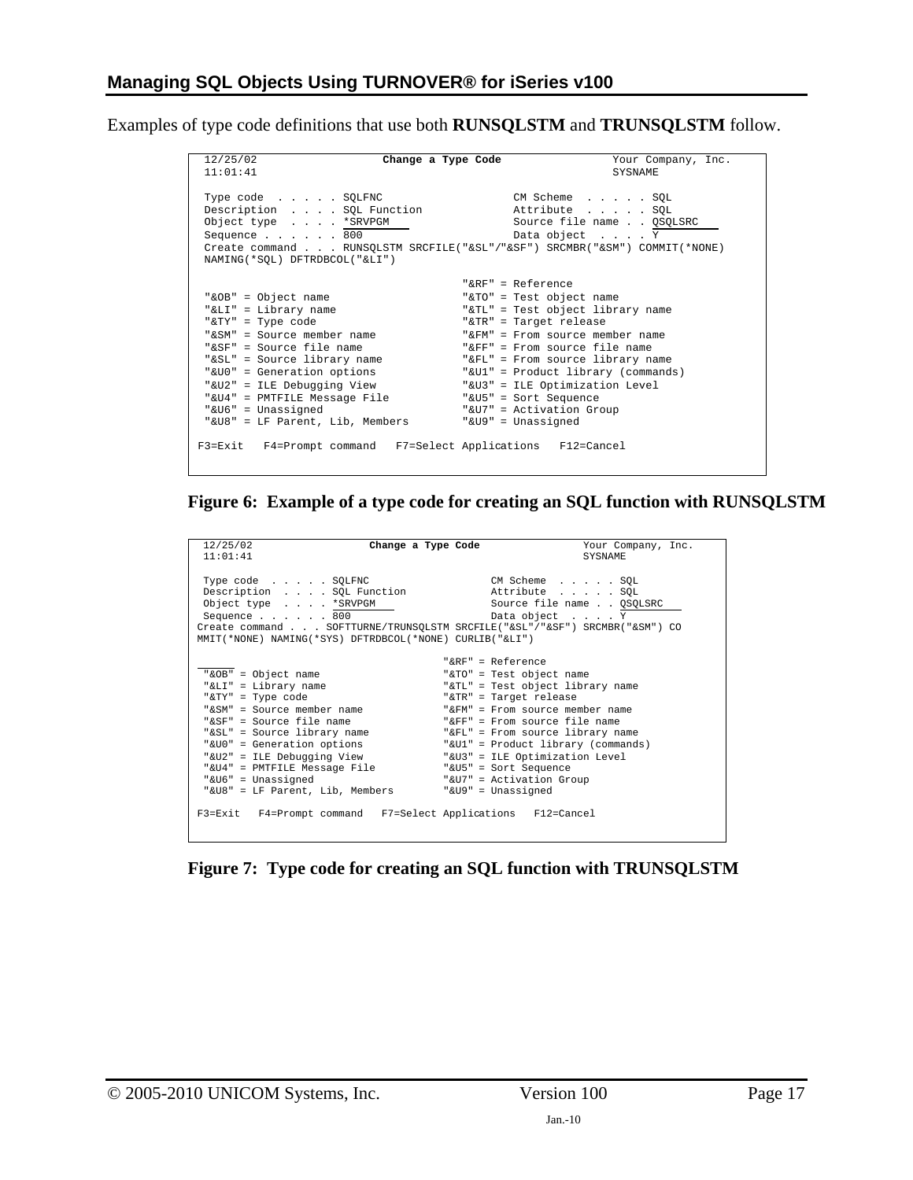Examples of type code definitions that use both **RUNSQLSTM** and **TRUNSQLSTM** follow.

```
 12/25/02                    Change a Type Code                 Your Company, Inc.
 11:01:41                                                       SYSNAME

 Type code  . . . . . SQLFNC                       CM Scheme  . . . . . SQL
 Description  . . . . SQL Function                 Attribute  . . . . . SQL
 Object type  . . . . *SRVPGM                      Source file name . . QSQLSRC
 Sequence . . . . . . 800                          Data object  . . . . Y
 Create command . . . RUNSQLSTM SRCFILE("&SL"/"&SF") SRCMBR("&SM") COMMIT(*NONE)
 NAMING(*SQL) DFTRDBCOL("&LI")

                                          "&RF" = Reference
 "&OB" = Object name                      "&TO" = Test object name
 "&LI" = Library name                     "&TL" = Test object library name
 "&TY" = Type code                        "&TR" = Target release
 "&SM" = Source member name               "&FM" = From source member name
 "&SF" = Source file name                 "&FF" = From source file name
 "&SL" = Source library name              "&FL" = From source library name
 "&U0" = Generation options               "&U1" = Product library (commands)
 "&U2" = ILE Debugging View               "&U3" = ILE Optimization Level
 "&U4" = PMTFILE Message File             "&U5" = Sort Sequence
 "&U6" = Unassigned                       "&U7" = Activation Group
 "&U8" = LF Parent, Lib, Members          "&U9" = Unassigned

F3=Exit   F4=Prompt command   F7=Select Applications   F12=Cancel
```

**Figure 6: Example of a type code for creating an SQL function with RUNSQLSTM**

```
 12/25/02                    Change a Type Code                 Your Company, Inc.
 11:01:41                                                       SYSNAME

 Type code  . . . . . SQLFNC                       CM Scheme  . . . . . SQL
 Description  . . . . SQL Function                 Attribute  . . . . . SQL
 Object type  . . . . *SRVPGM                      Source file name . . QSQLSRC
 Sequence . . . . . . 800                          Data object  . . . . Y
Create command . . . SOFTTURNE/TRUNSQLSTM SRCFILE("&SL"/"&SF") SRCMBR("&SM") CO
MMIT(*NONE) NAMING(*SYS) DFTRDBCOL(*NONE) CURLIB("&LI")

                                          "&RF" = Reference
 "&OB" = Object name                      "&TO" = Test object name
 "&LI" = Library name                     "&TL" = Test object library name
 "&TY" = Type code                        "&TR" = Target release
 "&SM" = Source member name               "&FM" = From source member name
 "&SF" = Source file name                 "&FF" = From source file name
 "&SL" = Source library name              "&FL" = From source library name
 "&U0" = Generation options               "&U1" = Product library (commands)
 "&U2" = ILE Debugging View               "&U3" = ILE Optimization Level
 "&U4" = PMTFILE Message File             "&U5" = Sort Sequence
 "&U6" = Unassigned                       "&U7" = Activation Group
 "&U8" = LF Parent, Lib, Members          "&U9" = Unassigned

F3=Exit   F4=Prompt command   F7=Select Applications   F12=Cancel
```

**Figure 7: Type code for creating an SQL function with TRUNSQLSTM**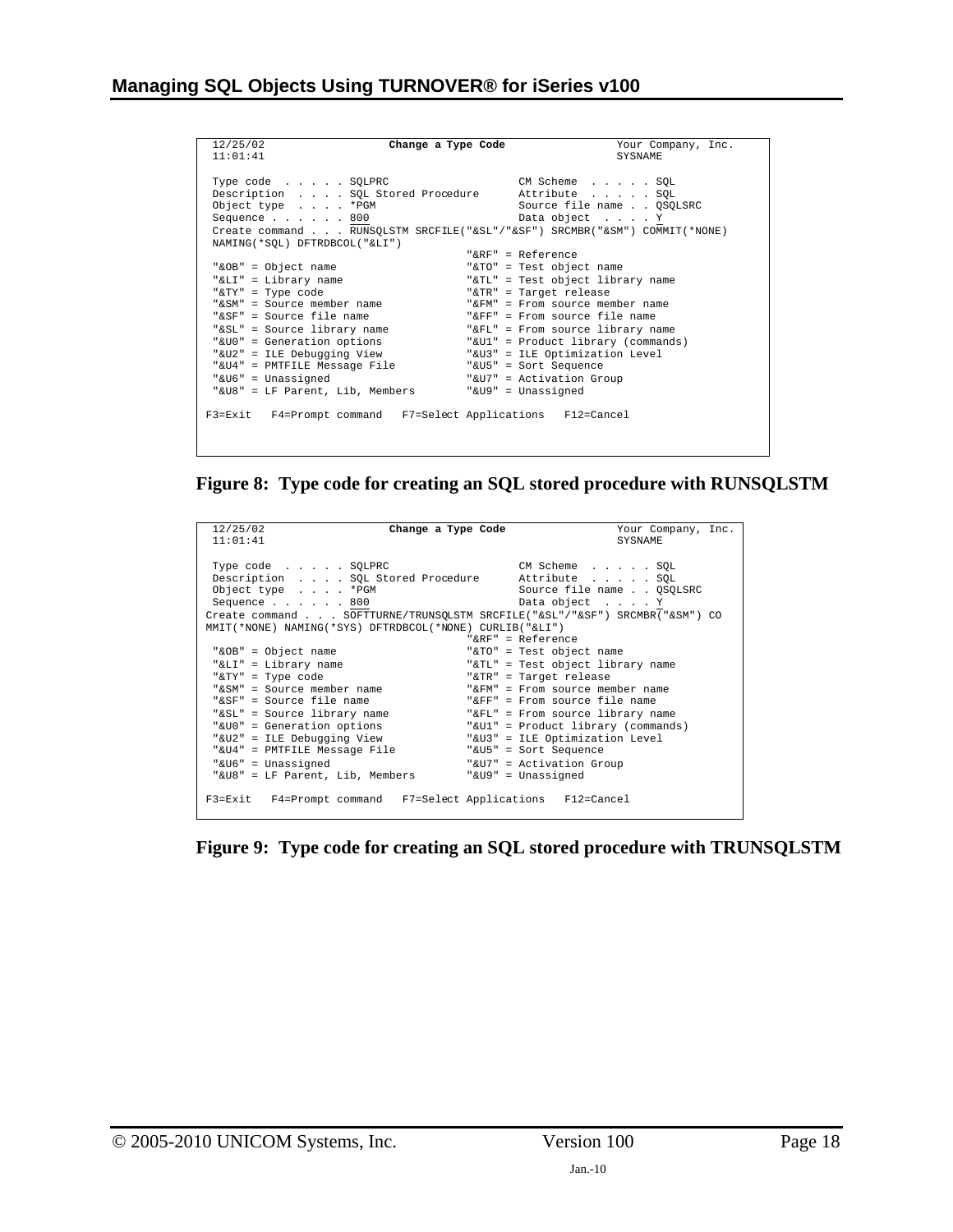```
 12/25/02                Change a Type Code                    Your Company, Inc.
 11:01:41                                                      SYSNAME

 Type code  . . . . . SQLPRC                         CM Scheme  . . . . . SQL
 Description  . . . . SQL Stored Procedure           Attribute  . . . . . SQL
 Object type  . . . . *PGM                           Source file name . . QSQLSRC
 Sequence . . . . . . 800                            Data object  . . . . Y
 Create command . . . RUNSQLSTM SRCFILE("&SL"/"&SF") SRCMBR("&SM") COMMIT(*NONE)
 NAMING(*SQL) DFTRDBCOL("&LI")
                                             "&RF" = Reference
 "&OB" = Object name                         "&TO" = Test object name
 "&LI" = Library name                        "&TL" = Test object library name
 "&TY" = Type code                           "&TR" = Target release
 "&SM" = Source member name                  "&FM" = From source member name
 "&SF" = Source file name                    "&FF" = From source file name
 "&SL" = Source library name                 "&FL" = From source library name
 "&U0" = Generation options                  "&U1" = Product library (commands)
 "&U2" = ILE Debugging View                  "&U3" = ILE Optimization Level
 "&U4" = PMTFILE Message File                "&U5" = Sort Sequence
 "&U6" = Unassigned                          "&U7" = Activation Group
 "&U8" = LF Parent, Lib, Members             "&U9" = Unassigned

F3=Exit   F4=Prompt command   F7=Select Applications   F12=Cancel
```

**Figure 8: Type code for creating an SQL stored procedure with RUNSQLSTM**

```
 12/25/02                Change a Type Code                    Your Company, Inc.
 11:01:41                                                      SYSNAME

 Type code  . . . . . SQLPRC                         CM Scheme  . . . . . SQL
 Description  . . . . SQL Stored Procedure           Attribute  . . . . . SQL
 Object type  . . . . *PGM                           Source file name . . QSQLSRC
 Sequence . . . . . . 800                            Data object  . . . . Y
Create command . . . SOFTTURNE/TRUNSQLSTM SRCFILE("&SL"/"&SF") SRCMBR("&SM") CO
MMIT(*NONE) NAMING(*SYS) DFTRDBCOL(*NONE) CURLIB("&LI")
                                             "&RF" = Reference
 "&OB" = Object name                         "&TO" = Test object name
 "&LI" = Library name                        "&TL" = Test object library name
 "&TY" = Type code                           "&TR" = Target release
 "&SM" = Source member name                  "&FM" = From source member name
 "&SF" = Source file name                    "&FF" = From source file name
 "&SL" = Source library name                 "&FL" = From source library name
 "&U0" = Generation options                  "&U1" = Product library (commands)
 "&U2" = ILE Debugging View                  "&U3" = ILE Optimization Level
 "&U4" = PMTFILE Message File                "&U5" = Sort Sequence
 "&U6" = Unassigned                          "&U7" = Activation Group
 "&U8" = LF Parent, Lib, Members             "&U9" = Unassigned

F3=Exit   F4=Prompt command   F7=Select Applications   F12=Cancel
```

**Figure 9: Type code for creating an SQL stored procedure with TRUNSQLSTM**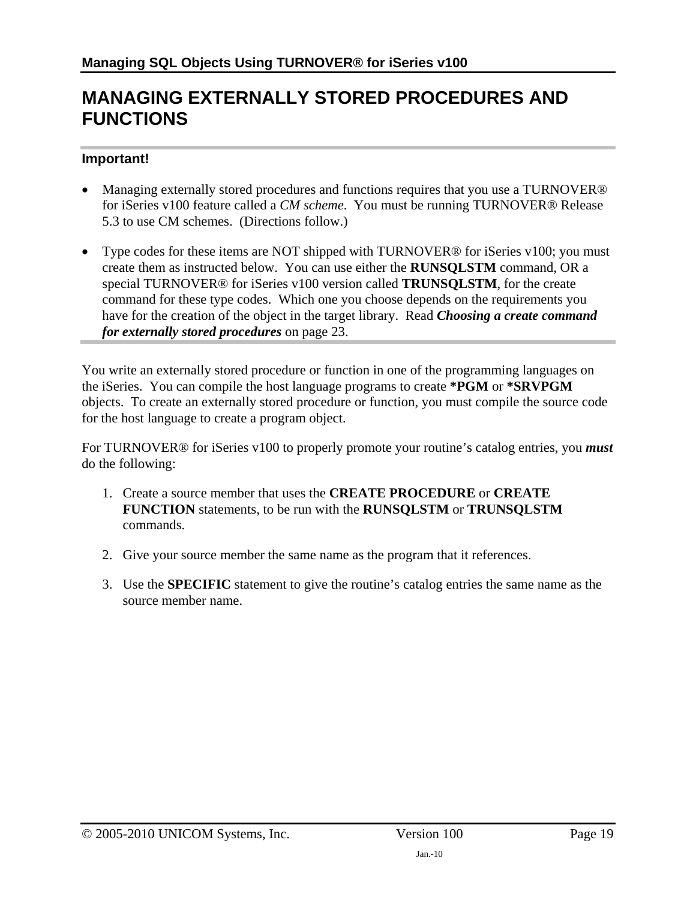# MANAGING EXTERNALLY STORED PROCEDURES AND FUNCTIONS

### Important!

- Managing externally stored procedures and functions requires that you use a TURNOVER® for iSeries v100 feature called a *CM scheme*. You must be running TURNOVER® Release 5.3 to use CM schemes. (Directions follow.)
- Type codes for these items are NOT shipped with TURNOVER® for iSeries v100; you must create them as instructed below. You can use either the **RUNSQLSTM** command, OR a special TURNOVER® for iSeries v100 version called **TRUNSQLSTM**, for the create command for these type codes. Which one you choose depends on the requirements you have for the creation of the object in the target library. Read ***Choosing a create command for externally stored procedures*** on page 23.

You write an externally stored procedure or function in one of the programming languages on the iSeries. You can compile the host language programs to create **\*PGM** or **\*SRVPGM** objects. To create an externally stored procedure or function, you must compile the source code for the host language to create a program object.

For TURNOVER® for iSeries v100 to properly promote your routine's catalog entries, you ***must*** do the following:

1. Create a source member that uses the **CREATE PROCEDURE** or **CREATE FUNCTION** statements, to be run with the **RUNSQLSTM** or **TRUNSQLSTM** commands.
2. Give your source member the same name as the program that it references.
3. Use the **SPECIFIC** statement to give the routine's catalog entries the same name as the source member name.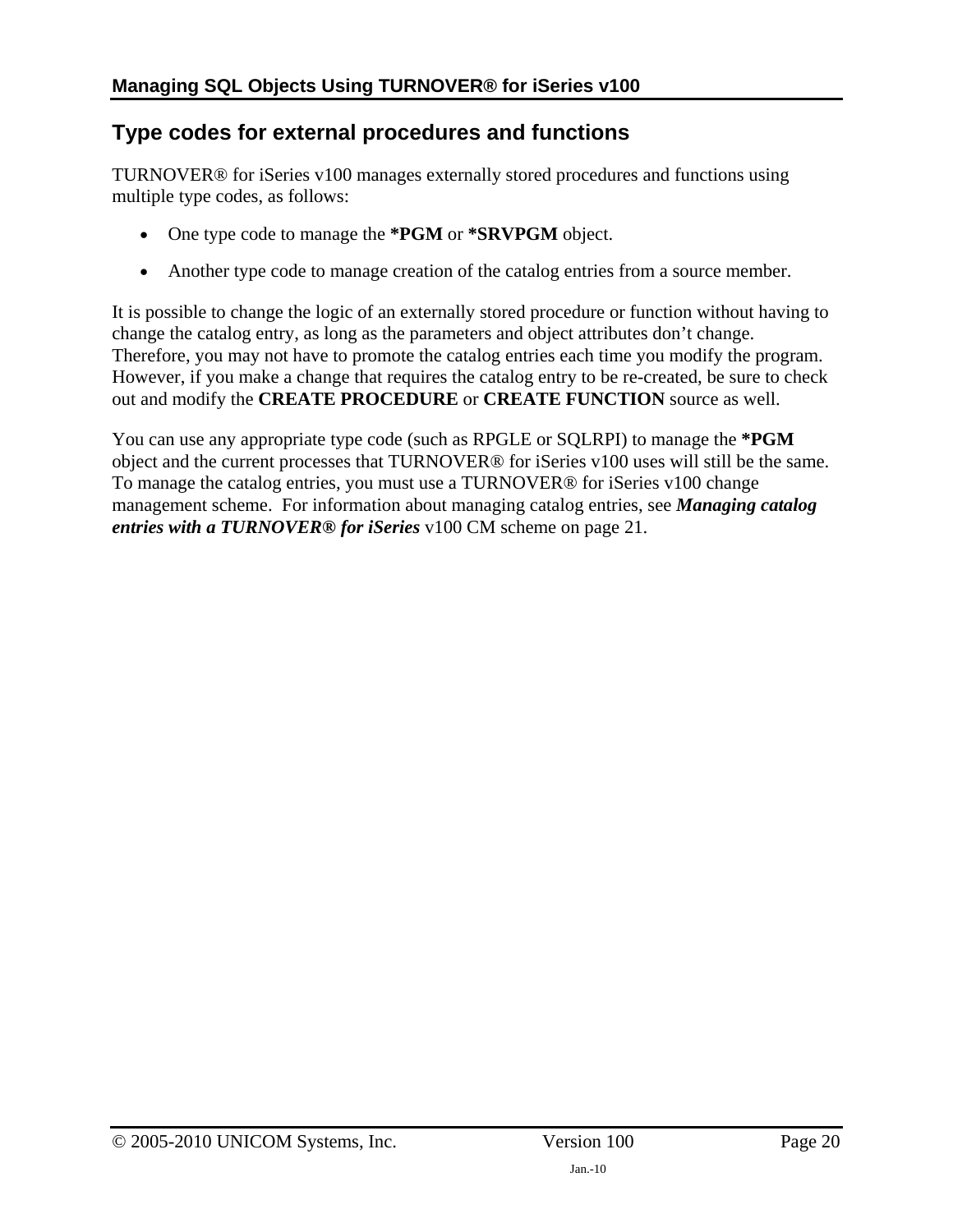## Type codes for external procedures and functions

TURNOVER® for iSeries v100 manages externally stored procedures and functions using multiple type codes, as follows:

- One type code to manage the **\*PGM** or **\*SRVPGM** object.
- Another type code to manage creation of the catalog entries from a source member.

It is possible to change the logic of an externally stored procedure or function without having to change the catalog entry, as long as the parameters and object attributes don't change. Therefore, you may not have to promote the catalog entries each time you modify the program. However, if you make a change that requires the catalog entry to be re-created, be sure to check out and modify the **CREATE PROCEDURE** or **CREATE FUNCTION** source as well.

You can use any appropriate type code (such as RPGLE or SQLRPI) to manage the **\*PGM** object and the current processes that TURNOVER® for iSeries v100 uses will still be the same. To manage the catalog entries, you must use a TURNOVER® for iSeries v100 change management scheme. For information about managing catalog entries, see ***Managing catalog entries with a TURNOVER® for iSeries*** v100 CM scheme on page 21.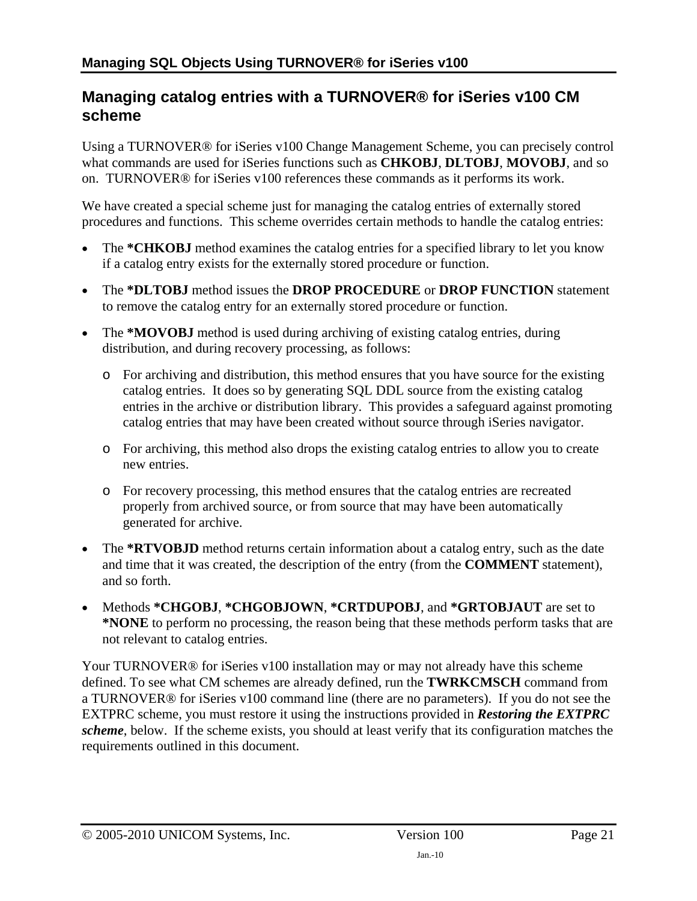## Managing catalog entries with a TURNOVER® for iSeries v100 CM scheme

Using a TURNOVER® for iSeries v100 Change Management Scheme, you can precisely control what commands are used for iSeries functions such as **CHKOBJ**, **DLTOBJ**, **MOVOBJ**, and so on. TURNOVER® for iSeries v100 references these commands as it performs its work.

We have created a special scheme just for managing the catalog entries of externally stored procedures and functions. This scheme overrides certain methods to handle the catalog entries:

- The ***CHKOBJ** method examines the catalog entries for a specified library to let you know if a catalog entry exists for the externally stored procedure or function.
- The ***DLTOBJ** method issues the **DROP PROCEDURE** or **DROP FUNCTION** statement to remove the catalog entry for an externally stored procedure or function.
- The ***MOVOBJ** method is used during archiving of existing catalog entries, during distribution, and during recovery processing, as follows:
  - For archiving and distribution, this method ensures that you have source for the existing catalog entries. It does so by generating SQL DDL source from the existing catalog entries in the archive or distribution library. This provides a safeguard against promoting catalog entries that may have been created without source through iSeries navigator.
  - For archiving, this method also drops the existing catalog entries to allow you to create new entries.
  - For recovery processing, this method ensures that the catalog entries are recreated properly from archived source, or from source that may have been automatically generated for archive.
- The ***RTVOBJD** method returns certain information about a catalog entry, such as the date and time that it was created, the description of the entry (from the **COMMENT** statement), and so forth.
- Methods ***CHGOBJ**, ***CHGOBJOWN**, ***CRTDUPOBJ**, and ***GRTOBJAUT** are set to ***NONE** to perform no processing, the reason being that these methods perform tasks that are not relevant to catalog entries.

Your TURNOVER® for iSeries v100 installation may or may not already have this scheme defined. To see what CM schemes are already defined, run the **TWRKCMSCH** command from a TURNOVER® for iSeries v100 command line (there are no parameters). If you do not see the EXTPRC scheme, you must restore it using the instructions provided in ***Restoring the EXTPRC scheme***, below. If the scheme exists, you should at least verify that its configuration matches the requirements outlined in this document.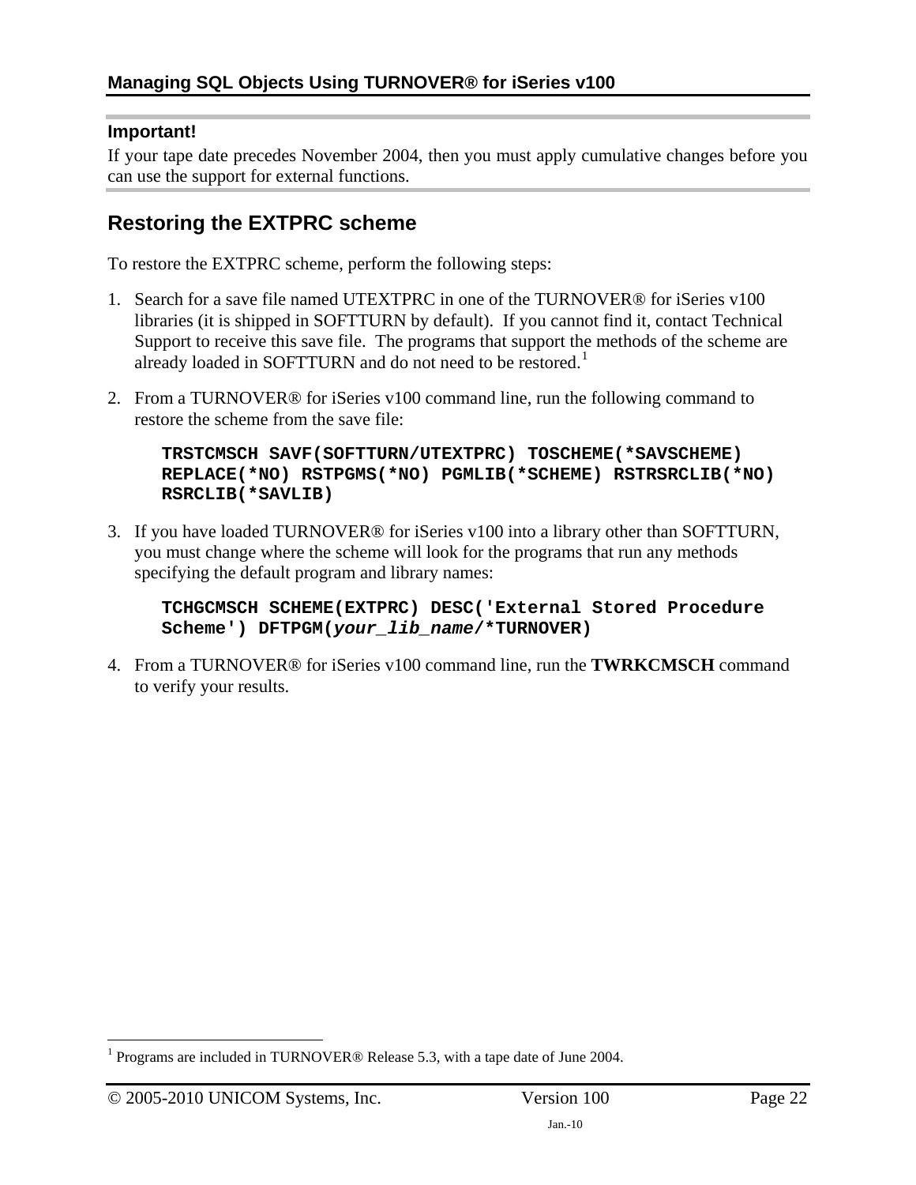**Important!**

If your tape date precedes November 2004, then you must apply cumulative changes before you can use the support for external functions.

## Restoring the EXTPRC scheme

To restore the EXTPRC scheme, perform the following steps:

1. Search for a save file named UTEXTPRC in one of the TURNOVER® for iSeries v100 libraries (it is shipped in SOFTTURN by default). If you cannot find it, contact Technical Support to receive this save file. The programs that support the methods of the scheme are already loaded in SOFTTURN and do not need to be restored.[1]

2. From a TURNOVER® for iSeries v100 command line, run the following command to restore the scheme from the save file:

   ```
   TRSTCMSCH SAVF(SOFTTURN/UTEXTPRC) TOSCHEME(*SAVSCHEME)
   REPLACE(*NO) RSTPGMS(*NO) PGMLIB(*SCHEME) RSTRSRCLIB(*NO)
   RSRCLIB(*SAVLIB)
   ```

3. If you have loaded TURNOVER® for iSeries v100 into a library other than SOFTTURN, you must change where the scheme will look for the programs that run any methods specifying the default program and library names:

   ```
   TCHGCMSCH SCHEME(EXTPRC) DESC('External Stored Procedure
   Scheme') DFTPGM(your_lib_name/*TURNOVER)
   ```

4. From a TURNOVER® for iSeries v100 command line, run the **TWRKCMSCH** command to verify your results.

---

[1] Programs are included in TURNOVER® Release 5.3, with a tape date of June 2004.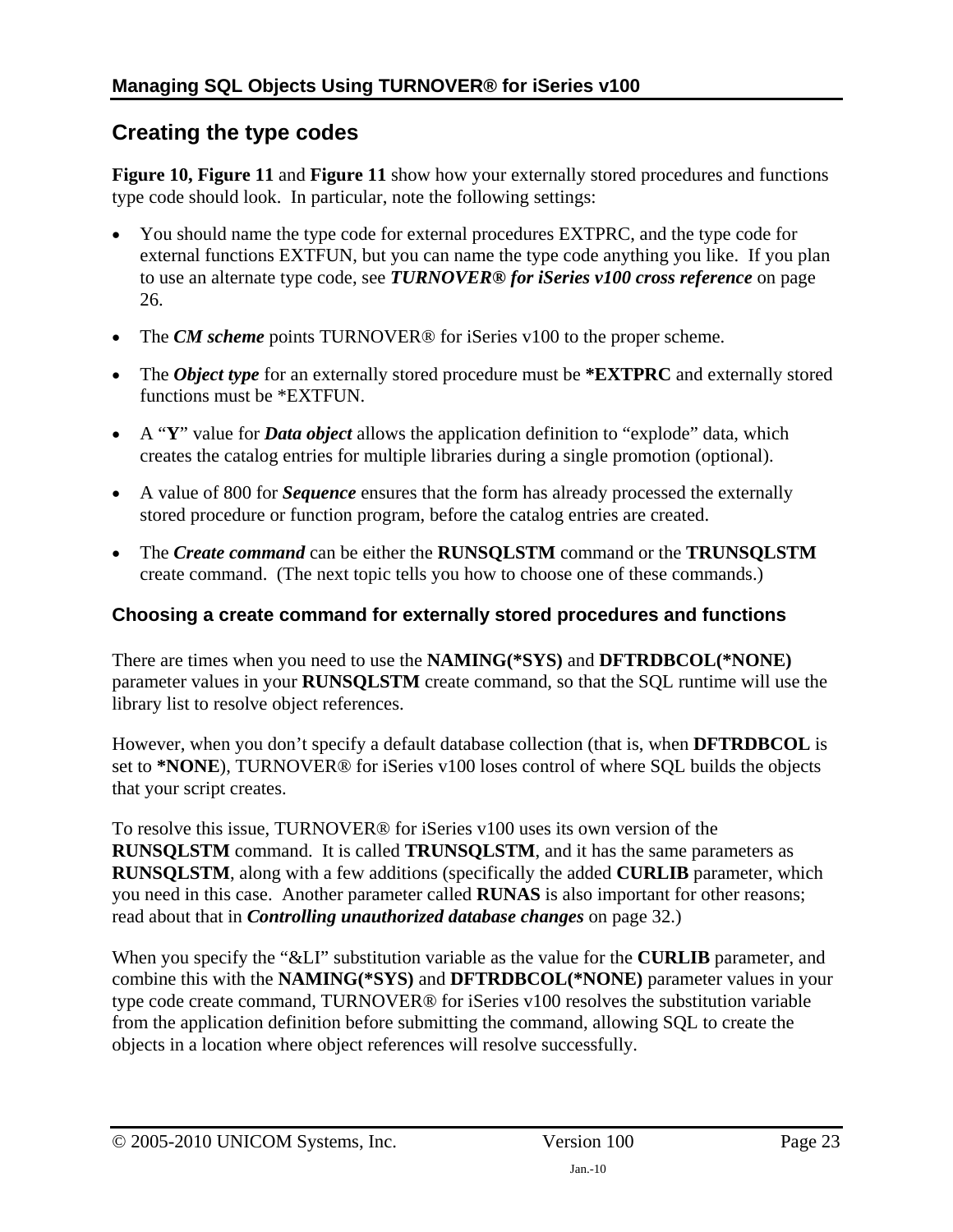## Creating the type codes

**Figure 10, Figure 11** and **Figure 11** show how your externally stored procedures and functions type code should look. In particular, note the following settings:

- You should name the type code for external procedures EXTPRC, and the type code for external functions EXTFUN, but you can name the type code anything you like. If you plan to use an alternate type code, see ***TURNOVER® for iSeries v100 cross reference*** on page 26.
- The ***CM scheme*** points TURNOVER® for iSeries v100 to the proper scheme.
- The ***Object type*** for an externally stored procedure must be **\*EXTPRC** and externally stored functions must be \*EXTFUN.
- A "**Y**" value for ***Data object*** allows the application definition to "explode" data, which creates the catalog entries for multiple libraries during a single promotion (optional).
- A value of 800 for ***Sequence*** ensures that the form has already processed the externally stored procedure or function program, before the catalog entries are created.
- The ***Create command*** can be either the **RUNSQLSTM** command or the **TRUNSQLSTM** create command. (The next topic tells you how to choose one of these commands.)

### Choosing a create command for externally stored procedures and functions

There are times when you need to use the **NAMING(\*SYS)** and **DFTRDBCOL(\*NONE)** parameter values in your **RUNSQLSTM** create command, so that the SQL runtime will use the library list to resolve object references.

However, when you don't specify a default database collection (that is, when **DFTRDBCOL** is set to **\*NONE**), TURNOVER® for iSeries v100 loses control of where SQL builds the objects that your script creates.

To resolve this issue, TURNOVER® for iSeries v100 uses its own version of the **RUNSQLSTM** command. It is called **TRUNSQLSTM**, and it has the same parameters as **RUNSQLSTM**, along with a few additions (specifically the added **CURLIB** parameter, which you need in this case. Another parameter called **RUNAS** is also important for other reasons; read about that in ***Controlling unauthorized database changes*** on page 32.)

When you specify the "&LI" substitution variable as the value for the **CURLIB** parameter, and combine this with the **NAMING(\*SYS)** and **DFTRDBCOL(\*NONE)** parameter values in your type code create command, TURNOVER® for iSeries v100 resolves the substitution variable from the application definition before submitting the command, allowing SQL to create the objects in a location where object references will resolve successfully.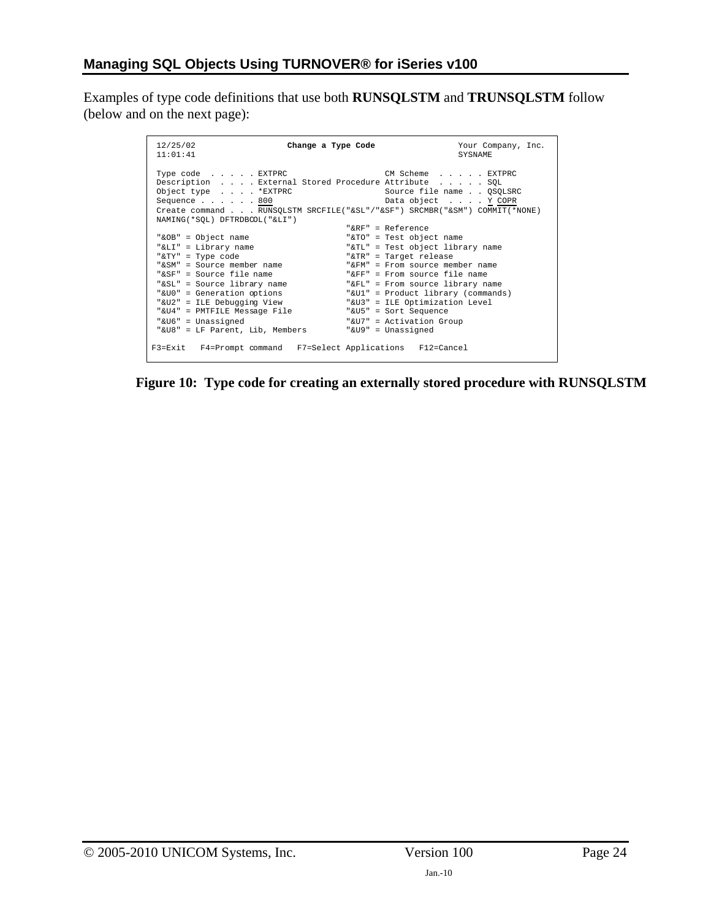Examples of type code definitions that use both **RUNSQLSTM** and **TRUNSQLSTM** follow (below and on the next page):

```
 12/25/02                  Change a Type Code                 Your Company, Inc.
 11:01:41                                                     SYSNAME

 Type code  . . . . . EXTPRC                      CM Scheme  . . . . . EXTPRC
 Description  . . . . External Stored Procedure Attribute  . . . . . SQL
 Object type  . . . . *EXTPRC                     Source file name . . QSQLSRC
 Sequence . . . . . . 800                         Data object  . . . . Y COPR
 Create command . . . RUNSQLSTM SRCFILE("&SL"/"&SF") SRCMBR("&SM") COMMIT(*NONE)
 NAMING(*SQL) DFTRDBCOL("&LI")
                                          "&RF" = Reference
 "&OB" = Object name                      "&TO" = Test object name
 "&LI" = Library name                     "&TL" = Test object library name
 "&TY" = Type code                        "&TR" = Target release
 "&SM" = Source member name               "&FM" = From source member name
 "&SF" = Source file name                 "&FF" = From source file name
 "&SL" = Source library name              "&FL" = From source library name
 "&U0" = Generation options               "&U1" = Product library (commands)
 "&U2" = ILE Debugging View               "&U3" = ILE Optimization Level
 "&U4" = PMTFILE Message File             "&U5" = Sort Sequence
 "&U6" = Unassigned                       "&U7" = Activation Group
 "&U8" = LF Parent, Lib, Members          "&U9" = Unassigned

F3=Exit   F4=Prompt command   F7=Select Applications   F12=Cancel
```

**Figure 10: Type code for creating an externally stored procedure with RUNSQLSTM**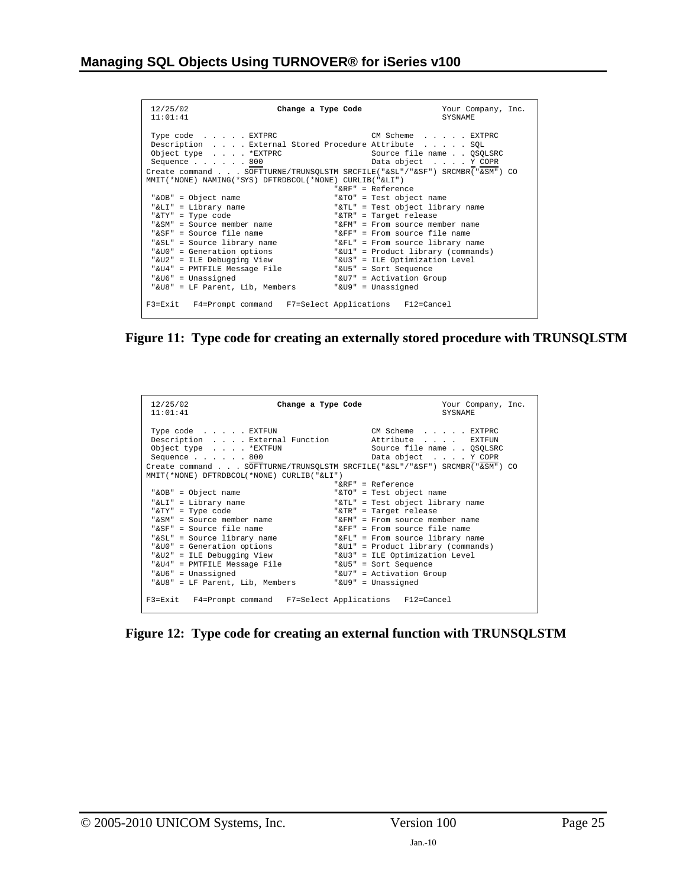```
 12/25/02                  Change a Type Code                  Your Company, Inc.
 11:01:41                                                      SYSNAME

 Type code  . . . . . EXTPRC                     CM Scheme  . . . . . EXTPRC
 Description  . . . . External Stored Procedure Attribute  . . . . . SQL
 Object type  . . . . *EXTPRC                    Source file name . . QSQLSRC
 Sequence . . . . . . 800                        Data object  . . . . Y COPR
Create command . . . SOFTTURNE/TRUNSQLSTM SRCFILE("&SL"/"&SF") SRCMBR("&SM") CO
MMIT(*NONE) NAMING(*SYS) DFTRDBCOL(*NONE) CURLIB("&LI")
                                        "&RF" = Reference
 "&OB" = Object name                    "&TO" = Test object name
 "&LI" = Library name                   "&TL" = Test object library name
 "&TY" = Type code                      "&TR" = Target release
 "&SM" = Source member name             "&FM" = From source member name
 "&SF" = Source file name               "&FF" = From source file name
 "&SL" = Source library name            "&FL" = From source library name
 "&U0" = Generation options             "&U1" = Product library (commands)
 "&U2" = ILE Debugging View             "&U3" = ILE Optimization Level
 "&U4" = PMTFILE Message File           "&U5" = Sort Sequence
 "&U6" = Unassigned                     "&U7" = Activation Group
 "&U8" = LF Parent, Lib, Members        "&U9" = Unassigned

F3=Exit   F4=Prompt command   F7=Select Applications   F12=Cancel
```

**Figure 11: Type code for creating an externally stored procedure with TRUNSQLSTM**

```
 12/25/02                  Change a Type Code                  Your Company, Inc.
 11:01:41                                                      SYSNAME

 Type code  . . . . . EXTFUN                     CM Scheme  . . . . . EXTPRC
 Description  . . . . External Function         Attribute  . . . .   EXTFUN
 Object type  . . . . *EXTFUN                    Source file name . . QSQLSRC
 Sequence . . . . . . 800                        Data object  . . . . Y COPR
Create command . . . SOFTTURNE/TRUNSQLSTM SRCFILE("&SL"/"&SF") SRCMBR("&SM") CO
MMIT(*NONE) DFTRDBCOL(*NONE) CURLIB("&LI")
                                        "&RF" = Reference
 "&OB" = Object name                    "&TO" = Test object name
 "&LI" = Library name                   "&TL" = Test object library name
 "&TY" = Type code                      "&TR" = Target release
 "&SM" = Source member name             "&FM" = From source member name
 "&SF" = Source file name               "&FF" = From source file name
 "&SL" = Source library name            "&FL" = From source library name
 "&U0" = Generation options             "&U1" = Product library (commands)
 "&U2" = ILE Debugging View             "&U3" = ILE Optimization Level
 "&U4" = PMTFILE Message File           "&U5" = Sort Sequence
 "&U6" = Unassigned                     "&U7" = Activation Group
 "&U8" = LF Parent, Lib, Members        "&U9" = Unassigned

F3=Exit   F4=Prompt command   F7=Select Applications   F12=Cancel
```

**Figure 12: Type code for creating an external function with TRUNSQLSTM**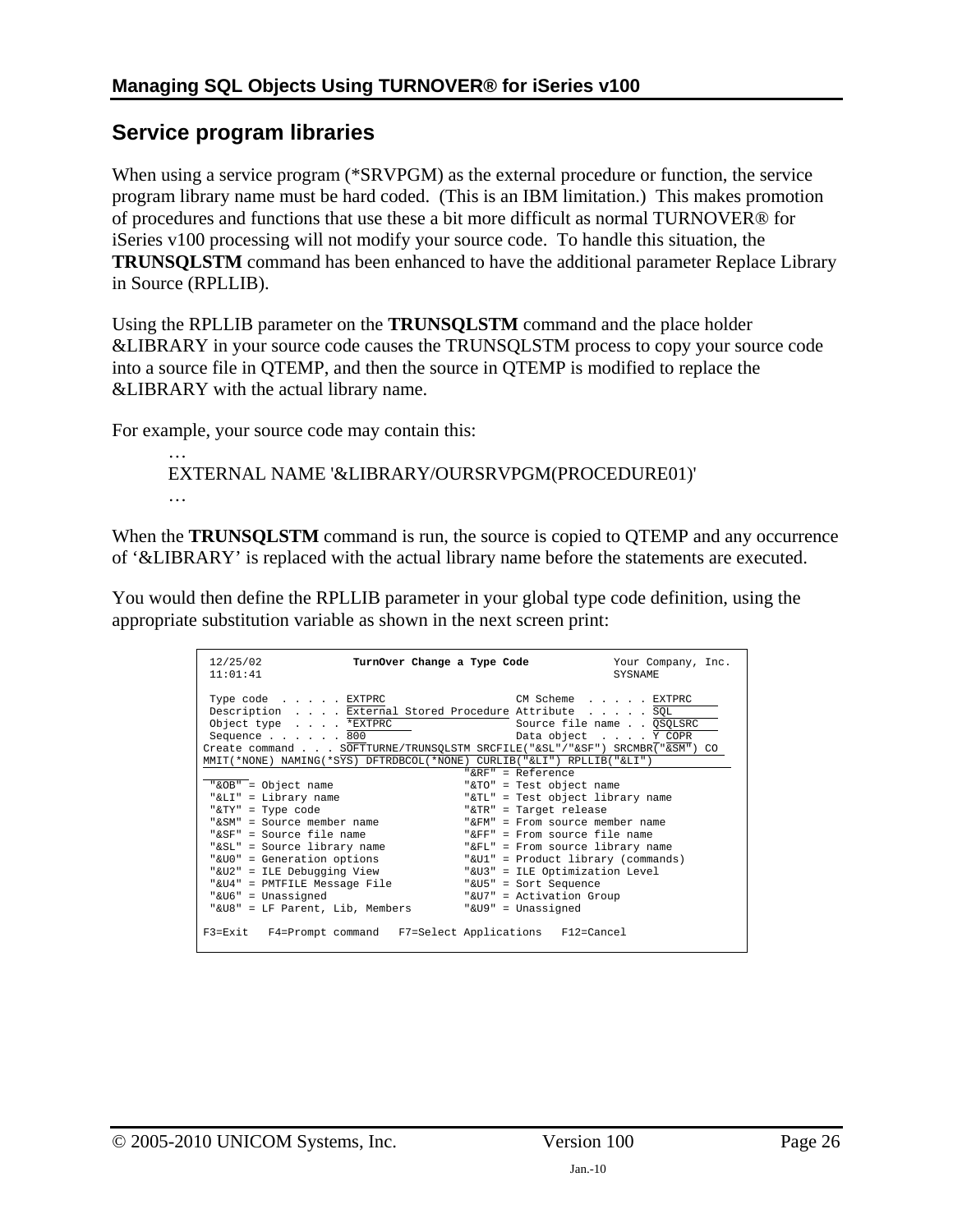## Service program libraries

When using a service program (*SRVPGM) as the external procedure or function, the service program library name must be hard coded. (This is an IBM limitation.) This makes promotion of procedures and functions that use these a bit more difficult as normal TURNOVER® for iSeries v100 processing will not modify your source code. To handle this situation, the **TRUNSQLSTM** command has been enhanced to have the additional parameter Replace Library in Source (RPLLIB).

Using the RPLLIB parameter on the **TRUNSQLSTM** command and the place holder &LIBRARY in your source code causes the TRUNSQLSTM process to copy your source code into a source file in QTEMP, and then the source in QTEMP is modified to replace the &LIBRARY with the actual library name.

For example, your source code may contain this:

```
…
EXTERNAL NAME '&LIBRARY/OURSRVPGM(PROCEDURE01)'
…
```

When the **TRUNSQLSTM** command is run, the source is copied to QTEMP and any occurrence of '&LIBRARY' is replaced with the actual library name before the statements are executed.

You would then define the RPLLIB parameter in your global type code definition, using the appropriate substitution variable as shown in the next screen print:

```
 12/25/02              TurnOver Change a Type Code              Your Company, Inc.
 11:01:41                                                       SYSNAME

 Type code  . . . . . EXTPRC                    CM Scheme  . . . . . EXTPRC
 Description  . . . . External Stored Procedure Attribute  . . . . . SQL
 Object type  . . . . *EXTPRC                   Source file name . . QSQLSRC
 Sequence . . . . . . 800                       Data object  . . . . Y COPR
Create command . . . SOFTTURNE/TRUNSQLSTM SRCFILE("&SL"/"&SF") SRCMBR("&SM") CO
MMIT(*NONE) NAMING(*SYS) DFTRDBCOL(*NONE) CURLIB("&LI") RPLLIB("&LI")
                                        "&RF" = Reference
 "&OB" = Object name                    "&TO" = Test object name
 "&LI" = Library name                   "&TL" = Test object library name
 "&TY" = Type code                      "&TR" = Target release
 "&SM" = Source member name             "&FM" = From source member name
 "&SF" = Source file name               "&FF" = From source file name
 "&SL" = Source library name            "&FL" = From source library name
 "&U0" = Generation options             "&U1" = Product library (commands)
 "&U2" = ILE Debugging View             "&U3" = ILE Optimization Level
 "&U4" = PMTFILE Message File           "&U5" = Sort Sequence
 "&U6" = Unassigned                     "&U7" = Activation Group
 "&U8" = LF Parent, Lib, Members        "&U9" = Unassigned

F3=Exit   F4=Prompt command   F7=Select Applications   F12=Cancel
```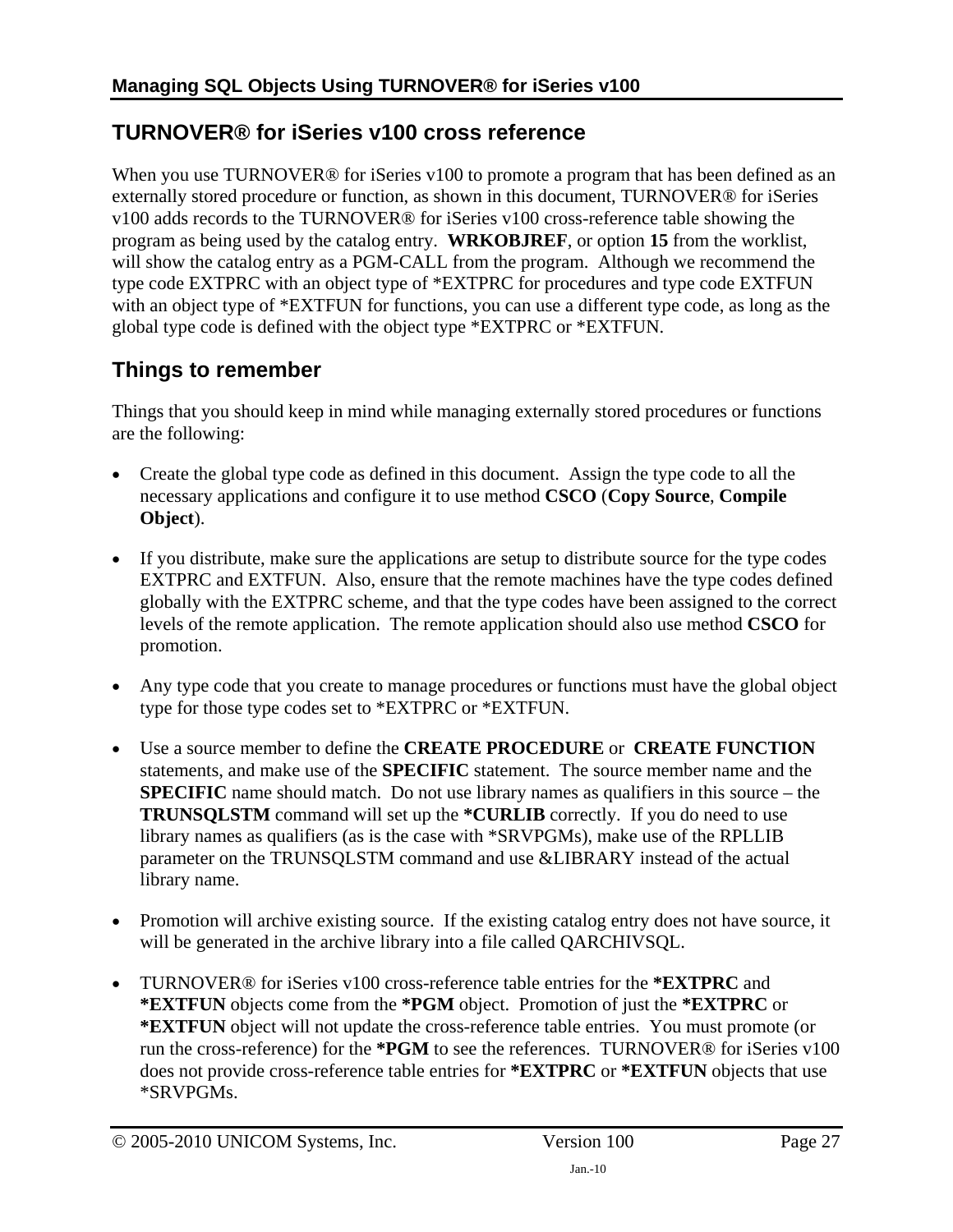## TURNOVER® for iSeries v100 cross reference

When you use TURNOVER® for iSeries v100 to promote a program that has been defined as an externally stored procedure or function, as shown in this document, TURNOVER® for iSeries v100 adds records to the TURNOVER® for iSeries v100 cross-reference table showing the program as being used by the catalog entry. **WRKOBJREF**, or option **15** from the worklist, will show the catalog entry as a PGM-CALL from the program. Although we recommend the type code EXTPRC with an object type of *EXTPRC for procedures and type code EXTFUN with an object type of *EXTFUN for functions, you can use a different type code, as long as the global type code is defined with the object type *EXTPRC or *EXTFUN.

## Things to remember

Things that you should keep in mind while managing externally stored procedures or functions are the following:

- Create the global type code as defined in this document. Assign the type code to all the necessary applications and configure it to use method **CSCO** (**Copy Source**, **Compile Object**).

- If you distribute, make sure the applications are setup to distribute source for the type codes EXTPRC and EXTFUN. Also, ensure that the remote machines have the type codes defined globally with the EXTPRC scheme, and that the type codes have been assigned to the correct levels of the remote application. The remote application should also use method **CSCO** for promotion.

- Any type code that you create to manage procedures or functions must have the global object type for those type codes set to *EXTPRC or *EXTFUN.

- Use a source member to define the **CREATE PROCEDURE** or **CREATE FUNCTION** statements, and make use of the **SPECIFIC** statement. The source member name and the **SPECIFIC** name should match. Do not use library names as qualifiers in this source – the **TRUNSQLSTM** command will set up the ***CURLIB** correctly. If you do need to use library names as qualifiers (as is the case with *SRVPGMs), make use of the RPLLIB parameter on the TRUNSQLSTM command and use &LIBRARY instead of the actual library name.

- Promotion will archive existing source. If the existing catalog entry does not have source, it will be generated in the archive library into a file called QARCHIVSQL.

- TURNOVER® for iSeries v100 cross-reference table entries for the ***EXTPRC** and ***EXTFUN** objects come from the ***PGM** object. Promotion of just the ***EXTPRC** or ***EXTFUN** object will not update the cross-reference table entries. You must promote (or run the cross-reference) for the ***PGM** to see the references. TURNOVER® for iSeries v100 does not provide cross-reference table entries for ***EXTPRC** or ***EXTFUN** objects that use *SRVPGMs.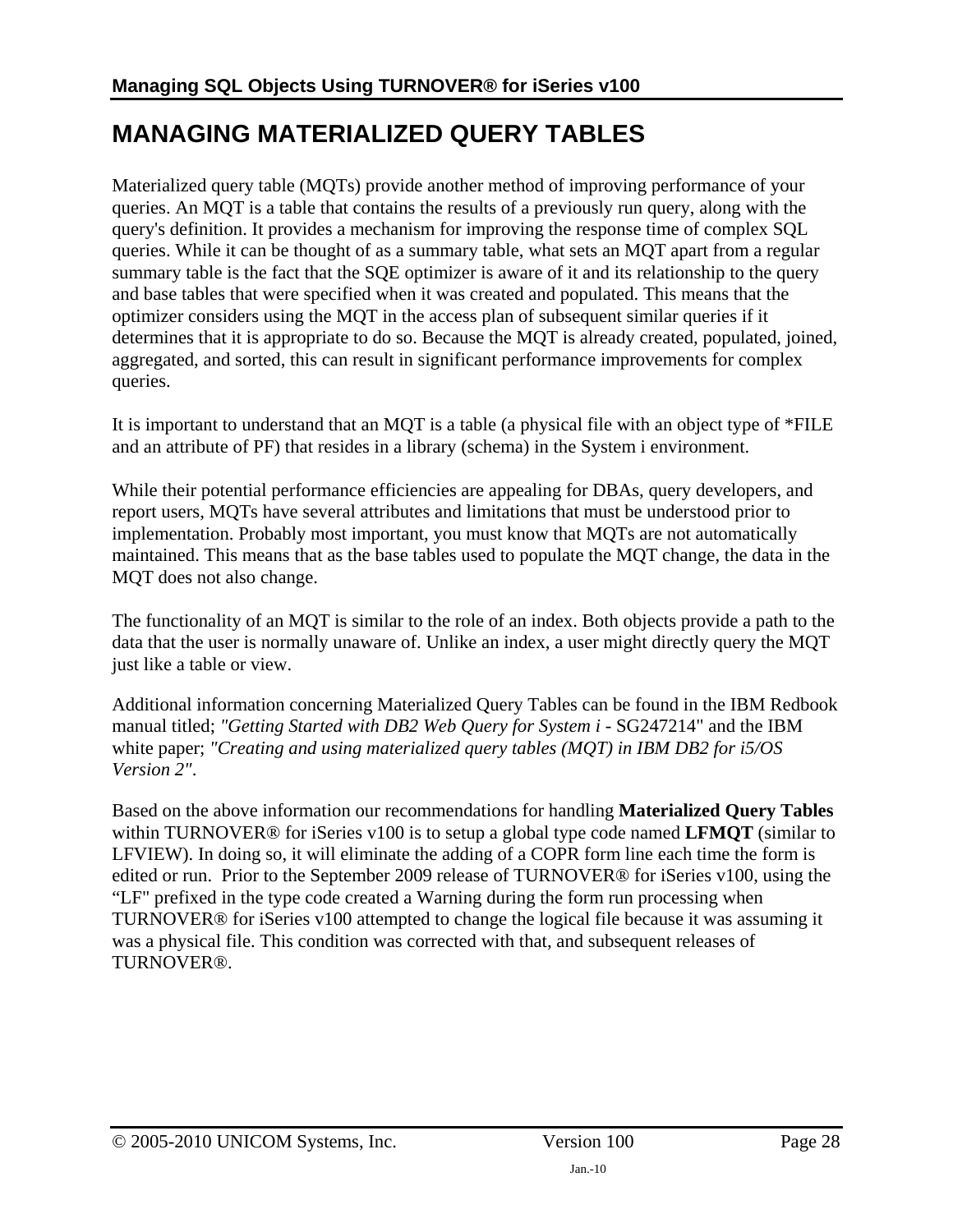# MANAGING MATERIALIZED QUERY TABLES

Materialized query table (MQTs) provide another method of improving performance of your queries. An MQT is a table that contains the results of a previously run query, along with the query's definition. It provides a mechanism for improving the response time of complex SQL queries. While it can be thought of as a summary table, what sets an MQT apart from a regular summary table is the fact that the SQE optimizer is aware of it and its relationship to the query and base tables that were specified when it was created and populated. This means that the optimizer considers using the MQT in the access plan of subsequent similar queries if it determines that it is appropriate to do so. Because the MQT is already created, populated, joined, aggregated, and sorted, this can result in significant performance improvements for complex queries.

It is important to understand that an MQT is a table (a physical file with an object type of *FILE and an attribute of PF) that resides in a library (schema) in the System i environment.

While their potential performance efficiencies are appealing for DBAs, query developers, and report users, MQTs have several attributes and limitations that must be understood prior to implementation. Probably most important, you must know that MQTs are not automatically maintained. This means that as the base tables used to populate the MQT change, the data in the MQT does not also change.

The functionality of an MQT is similar to the role of an index. Both objects provide a path to the data that the user is normally unaware of. Unlike an index, a user might directly query the MQT just like a table or view.

Additional information concerning Materialized Query Tables can be found in the IBM Redbook manual titled; *"Getting Started with DB2 Web Query for System i* - SG247214" and the IBM white paper; *"Creating and using materialized query tables (MQT) in IBM DB2 for i5/OS Version 2"*.

Based on the above information our recommendations for handling **Materialized Query Tables** within TURNOVER® for iSeries v100 is to setup a global type code named **LFMQT** (similar to LFVIEW). In doing so, it will eliminate the adding of a COPR form line each time the form is edited or run. Prior to the September 2009 release of TURNOVER® for iSeries v100, using the “LF" prefixed in the type code created a Warning during the form run processing when TURNOVER® for iSeries v100 attempted to change the logical file because it was assuming it was a physical file. This condition was corrected with that, and subsequent releases of TURNOVER®.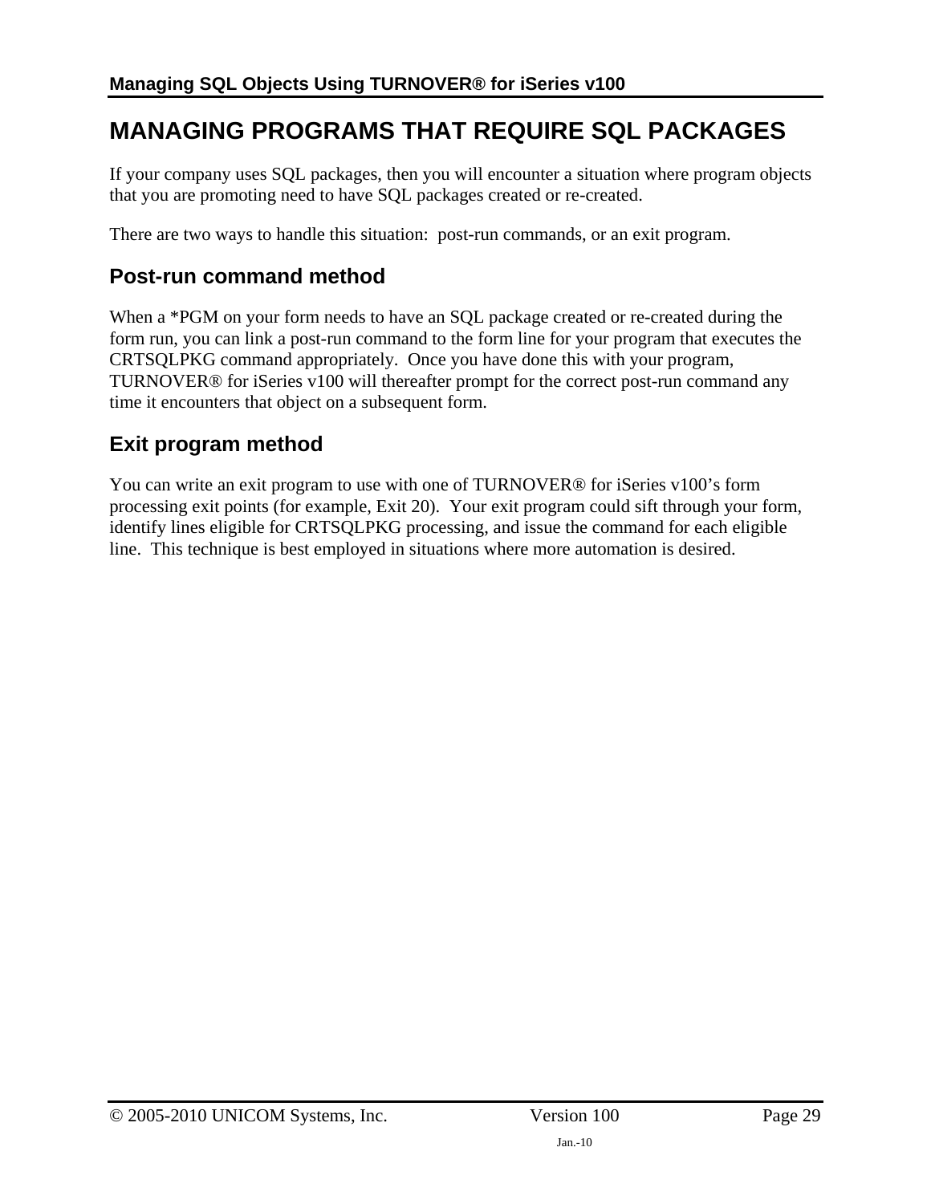# MANAGING PROGRAMS THAT REQUIRE SQL PACKAGES

If your company uses SQL packages, then you will encounter a situation where program objects that you are promoting need to have SQL packages created or re-created.

There are two ways to handle this situation: post-run commands, or an exit program.

## Post-run command method

When a *PGM on your form needs to have an SQL package created or re-created during the form run, you can link a post-run command to the form line for your program that executes the CRTSQLPKG command appropriately. Once you have done this with your program, TURNOVER® for iSeries v100 will thereafter prompt for the correct post-run command any time it encounters that object on a subsequent form.

## Exit program method

You can write an exit program to use with one of TURNOVER® for iSeries v100's form processing exit points (for example, Exit 20). Your exit program could sift through your form, identify lines eligible for CRTSQLPKG processing, and issue the command for each eligible line. This technique is best employed in situations where more automation is desired.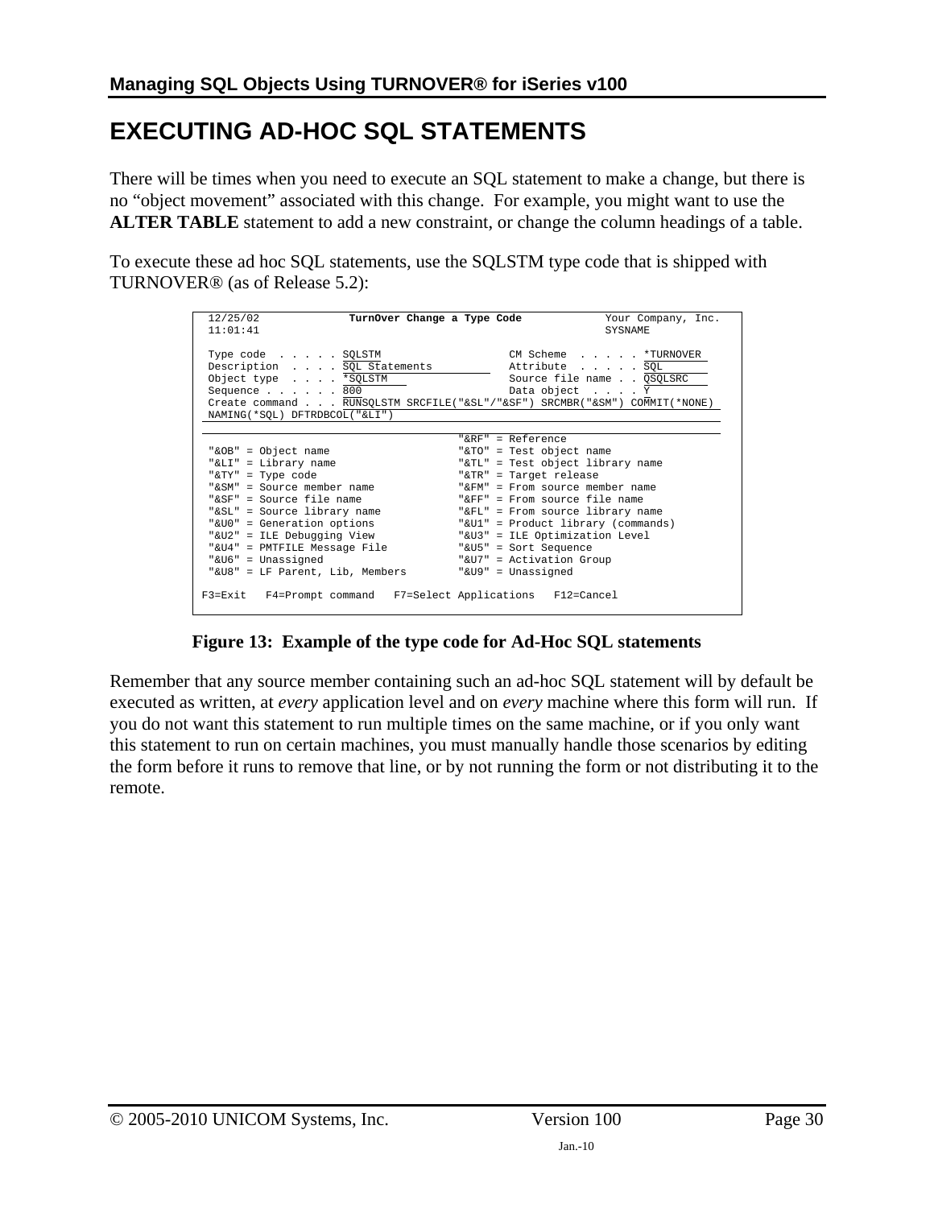# EXECUTING AD-HOC SQL STATEMENTS

There will be times when you need to execute an SQL statement to make a change, but there is no "object movement" associated with this change. For example, you might want to use the **ALTER TABLE** statement to add a new constraint, or change the column headings of a table.

To execute these ad hoc SQL statements, use the SQLSTM type code that is shipped with TURNOVER® (as of Release 5.2):

```
 12/25/02             TurnOver Change a Type Code             Your Company, Inc.
 11:01:41                                                     SYSNAME

 Type code  . . . . . SQLSTM                    CM Scheme  . . . . . *TURNOVER
 Description  . . . . SQL Statements            Attribute  . . . . . SQL
 Object type  . . . . *SQLSTM                   Source file name . . QSQLSRC
 Sequence . . . . . . 800                       Data object  . . . . Y
 Create command . . . RUNSQLSTM SRCFILE("&SL"/"&SF") SRCMBR("&SM") COMMIT(*NONE)
 NAMING(*SQL) DFTRDBCOL("&LI")

                                        "&RF" = Reference
 "&OB" = Object name                    "&TO" = Test object name
 "&LI" = Library name                   "&TL" = Test object library name
 "&TY" = Type code                      "&TR" = Target release
 "&SM" = Source member name             "&FM" = From source member name
 "&SF" = Source file name               "&FF" = From source file name
 "&SL" = Source library name            "&FL" = From source library name
 "&U0" = Generation options             "&U1" = Product library (commands)
 "&U2" = ILE Debugging View             "&U3" = ILE Optimization Level
 "&U4" = PMTFILE Message File           "&U5" = Sort Sequence
 "&U6" = Unassigned                     "&U7" = Activation Group
 "&U8" = LF Parent, Lib, Members        "&U9" = Unassigned

F3=Exit   F4=Prompt command   F7=Select Applications   F12=Cancel
```

**Figure 13: Example of the type code for Ad-Hoc SQL statements**

Remember that any source member containing such an ad-hoc SQL statement will by default be executed as written, at *every* application level and on *every* machine where this form will run. If you do not want this statement to run multiple times on the same machine, or if you only want this statement to run on certain machines, you must manually handle those scenarios by editing the form before it runs to remove that line, or by not running the form or not distributing it to the remote.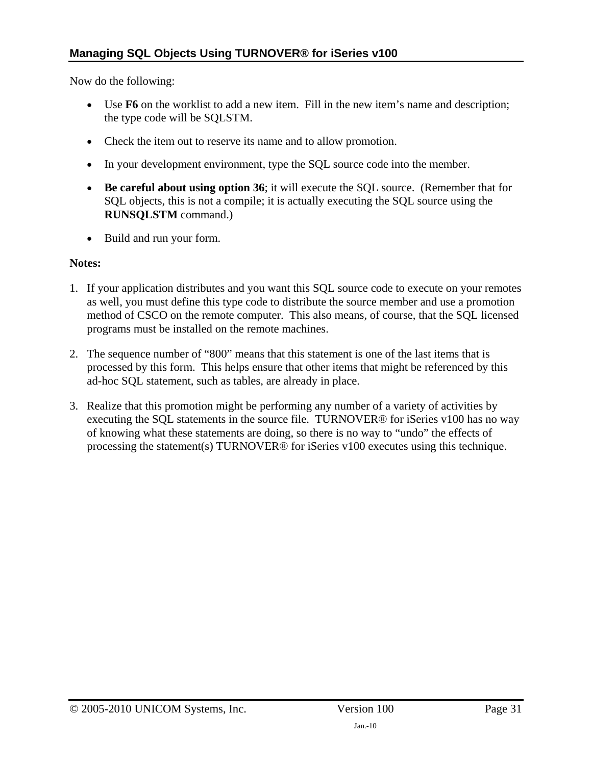Now do the following:

- Use **F6** on the worklist to add a new item. Fill in the new item's name and description; the type code will be SQLSTM.
- Check the item out to reserve its name and to allow promotion.
- In your development environment, type the SQL source code into the member.
- **Be careful about using option 36**; it will execute the SQL source. (Remember that for SQL objects, this is not a compile; it is actually executing the SQL source using the **RUNSQLSTM** command.)
- Build and run your form.

**Notes:**

1. If your application distributes and you want this SQL source code to execute on your remotes as well, you must define this type code to distribute the source member and use a promotion method of CSCO on the remote computer. This also means, of course, that the SQL licensed programs must be installed on the remote machines.
2. The sequence number of "800" means that this statement is one of the last items that is processed by this form. This helps ensure that other items that might be referenced by this ad-hoc SQL statement, such as tables, are already in place.
3. Realize that this promotion might be performing any number of a variety of activities by executing the SQL statements in the source file. TURNOVER® for iSeries v100 has no way of knowing what these statements are doing, so there is no way to "undo" the effects of processing the statement(s) TURNOVER® for iSeries v100 executes using this technique.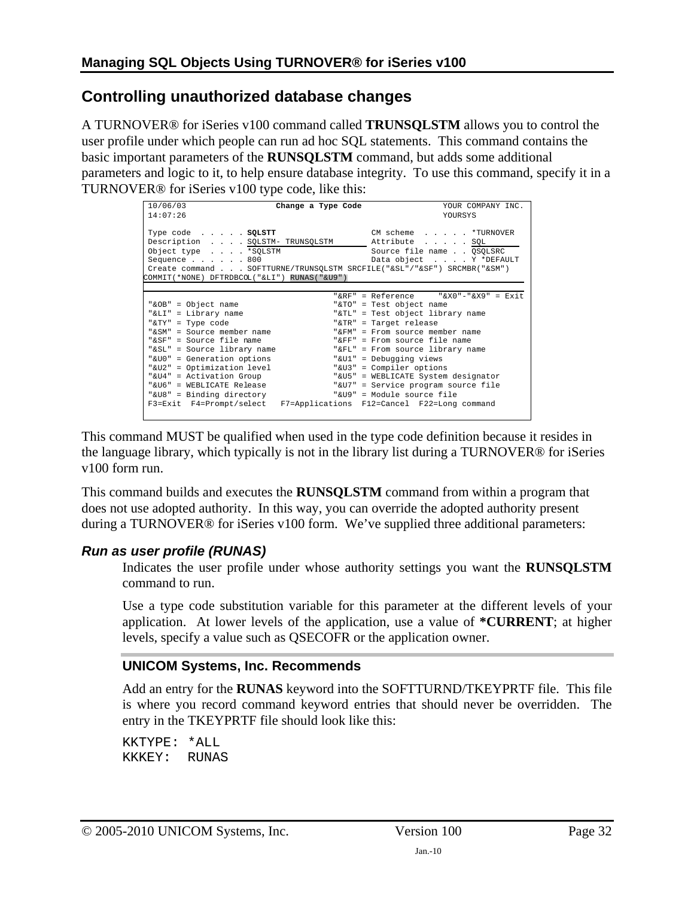## Controlling unauthorized database changes

A TURNOVER® for iSeries v100 command called **TRUNSQLSTM** allows you to control the user profile under which people can run ad hoc SQL statements. This command contains the basic important parameters of the **RUNSQLSTM** command, but adds some additional parameters and logic to it, to help ensure database integrity. To use this command, specify it in a TURNOVER® for iSeries v100 type code, like this:

```
10/06/03                   Change a Type Code                 YOUR COMPANY INC.
14:07:26                                                      YOURSYS

Type code  . . . . . SQLSTT                      CM scheme  . . . . . *TURNOVER
Description  . . . . SQLSTM- TRUNSQLSTM          Attribute  . . . . . SQL
Object type  . . . . *SQLSTM                     Source file name . . QSQLSRC
Sequence . . . . . . 800                         Data object  . . . . Y *DEFAULT
Create command . . . SOFTTURNE/TRUNSQLSTM SRCFILE("&SL"/"&SF") SRCMBR("&SM")
COMMIT(*NONE) DFTRDBCOL("&LI") RUNAS("&U9")

                                       "&RF" = Reference     "&X0"-"&X9" = Exit
"&OB" = Object name                    "&TO" = Test object name
"&LI" = Library name                   "&TL" = Test object library name
"&TY" = Type code                      "&TR" = Target release
"&SM" = Source member name             "&FM" = From source member name
"&SF" = Source file name               "&FF" = From source file name
"&SL" = Source library name            "&FL" = From source library name
"&U0" = Generation options             "&U1" = Debugging views
"&U2" = Optimization level             "&U3" = Compiler options
"&U4" = Activation Group               "&U5" = WEBLICATE System designator
"&U6" = WEBLICATE Release              "&U7" = Service program source file
"&U8" = Binding directory              "&U9" = Module source file
F3=Exit  F4=Prompt/select   F7=Applications  F12=Cancel  F22=Long command
```

This command MUST be qualified when used in the type code definition because it resides in the language library, which typically is not in the library list during a TURNOVER® for iSeries v100 form run.

This command builds and executes the **RUNSQLSTM** command from within a program that does not use adopted authority. In this way, you can override the adopted authority present during a TURNOVER® for iSeries v100 form. We've supplied three additional parameters:

### *Run as user profile (RUNAS)*

Indicates the user profile under whose authority settings you want the **RUNSQLSTM** command to run.

Use a type code substitution variable for this parameter at the different levels of your application. At lower levels of the application, use a value of **\*CURRENT**; at higher levels, specify a value such as QSECOFR or the application owner.

#### UNICOM Systems, Inc. Recommends

Add an entry for the **RUNAS** keyword into the SOFTTURND/TKEYPRTF file. This file is where you record command keyword entries that should never be overridden. The entry in the TKEYPRTF file should look like this:

```
KKTYPE: *ALL
KKKEY:  RUNAS
```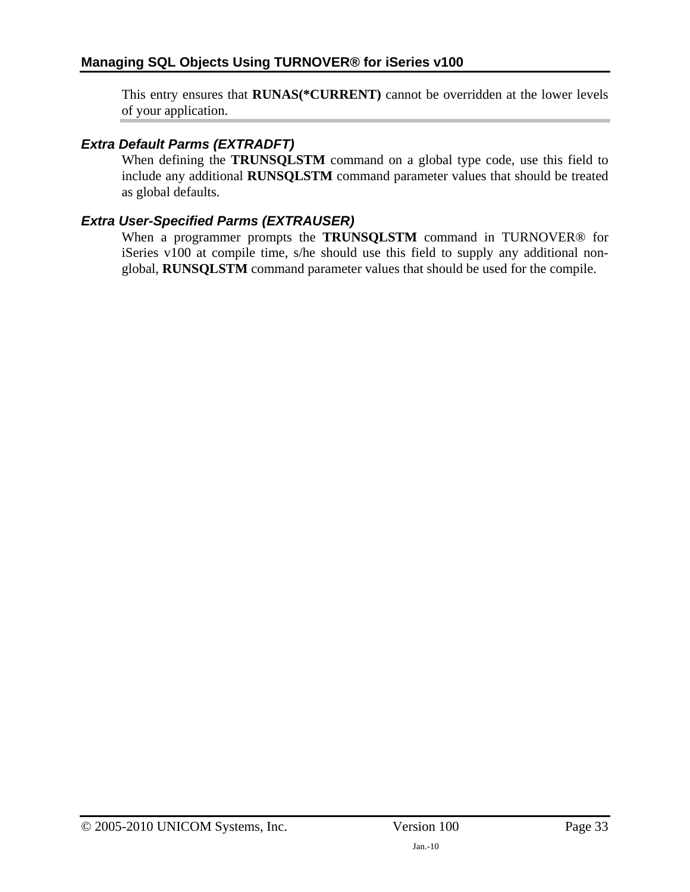This entry ensures that **RUNAS(*CURRENT)** cannot be overridden at the lower levels of your application.

### *Extra Default Parms (EXTRADFT)*

When defining the **TRUNSQLSTM** command on a global type code, use this field to include any additional **RUNSQLSTM** command parameter values that should be treated as global defaults.

### *Extra User-Specified Parms (EXTRAUSER)*

When a programmer prompts the **TRUNSQLSTM** command in TURNOVER® for iSeries v100 at compile time, s/he should use this field to supply any additional non-global, **RUNSQLSTM** command parameter values that should be used for the compile.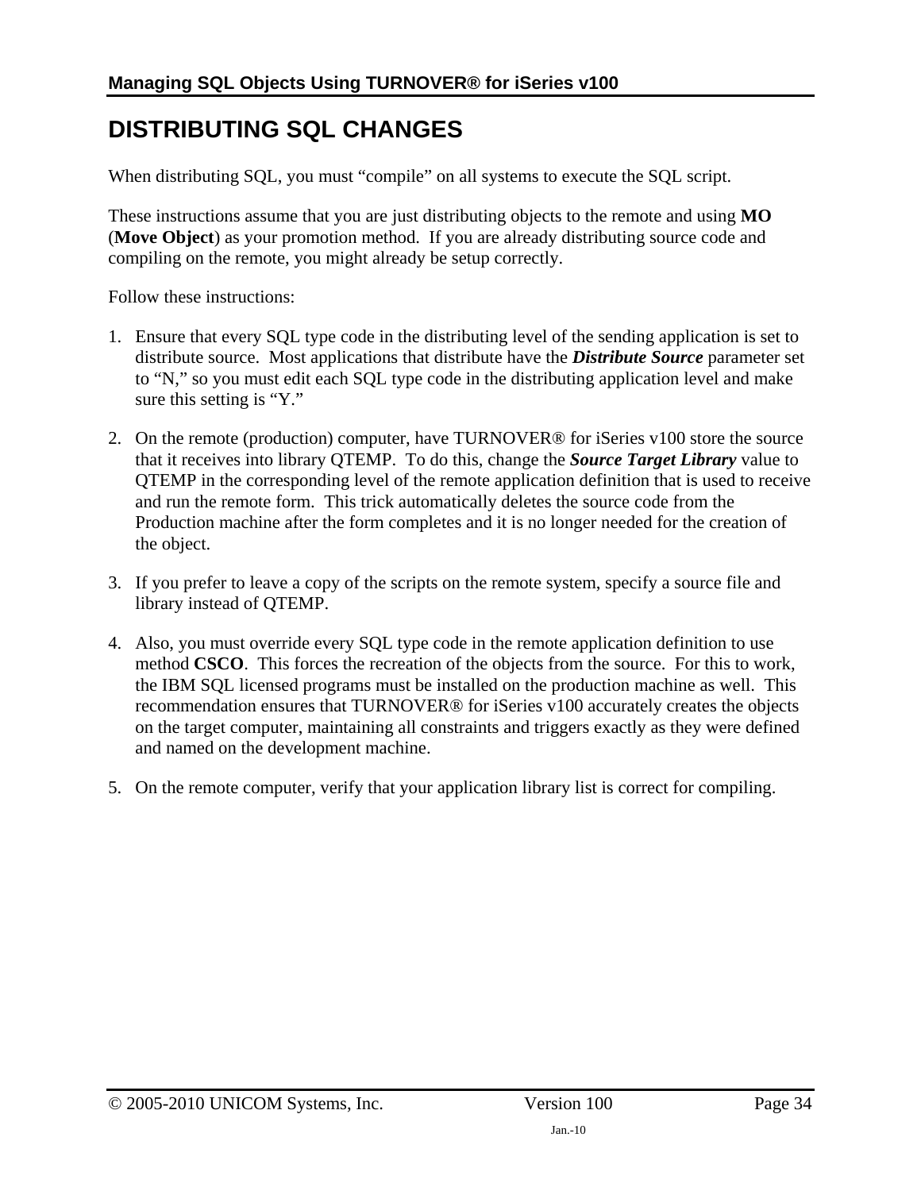# DISTRIBUTING SQL CHANGES

When distributing SQL, you must "compile" on all systems to execute the SQL script.

These instructions assume that you are just distributing objects to the remote and using **MO** (**Move Object**) as your promotion method.  If you are already distributing source code and compiling on the remote, you might already be setup correctly.

Follow these instructions:

1. Ensure that every SQL type code in the distributing level of the sending application is set to distribute source.  Most applications that distribute have the ***Distribute Source*** parameter set to "N," so you must edit each SQL type code in the distributing application level and make sure this setting is "Y."

2. On the remote (production) computer, have TURNOVER® for iSeries v100 store the source that it receives into library QTEMP.  To do this, change the ***Source Target Library*** value to QTEMP in the corresponding level of the remote application definition that is used to receive and run the remote form.  This trick automatically deletes the source code from the Production machine after the form completes and it is no longer needed for the creation of the object.

3. If you prefer to leave a copy of the scripts on the remote system, specify a source file and library instead of QTEMP.

4. Also, you must override every SQL type code in the remote application definition to use method **CSCO**.  This forces the recreation of the objects from the source.  For this to work, the IBM SQL licensed programs must be installed on the production machine as well.  This recommendation ensures that TURNOVER® for iSeries v100 accurately creates the objects on the target computer, maintaining all constraints and triggers exactly as they were defined and named on the development machine.

5. On the remote computer, verify that your application library list is correct for compiling.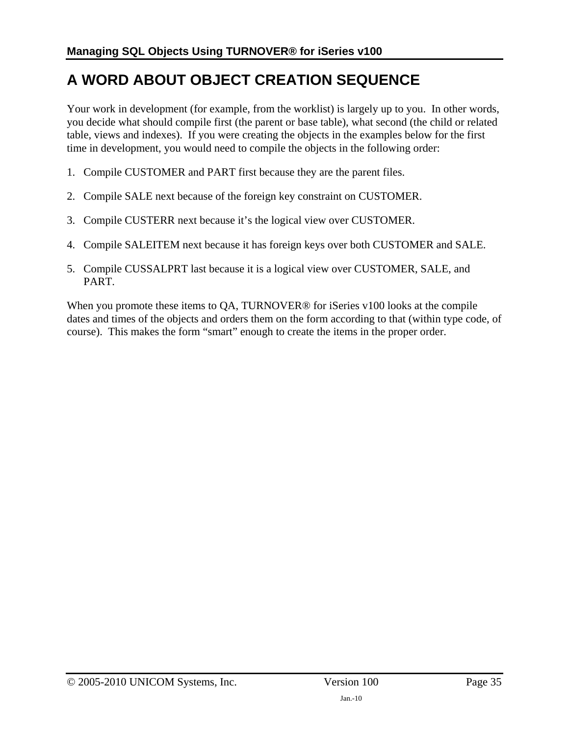# A WORD ABOUT OBJECT CREATION SEQUENCE

Your work in development (for example, from the worklist) is largely up to you. In other words, you decide what should compile first (the parent or base table), what second (the child or related table, views and indexes). If you were creating the objects in the examples below for the first time in development, you would need to compile the objects in the following order:

1. Compile CUSTOMER and PART first because they are the parent files.
2. Compile SALE next because of the foreign key constraint on CUSTOMER.
3. Compile CUSTERR next because it's the logical view over CUSTOMER.
4. Compile SALEITEM next because it has foreign keys over both CUSTOMER and SALE.
5. Compile CUSSALPRT last because it is a logical view over CUSTOMER, SALE, and PART.

When you promote these items to QA, TURNOVER® for iSeries v100 looks at the compile dates and times of the objects and orders them on the form according to that (within type code, of course). This makes the form "smart" enough to create the items in the proper order.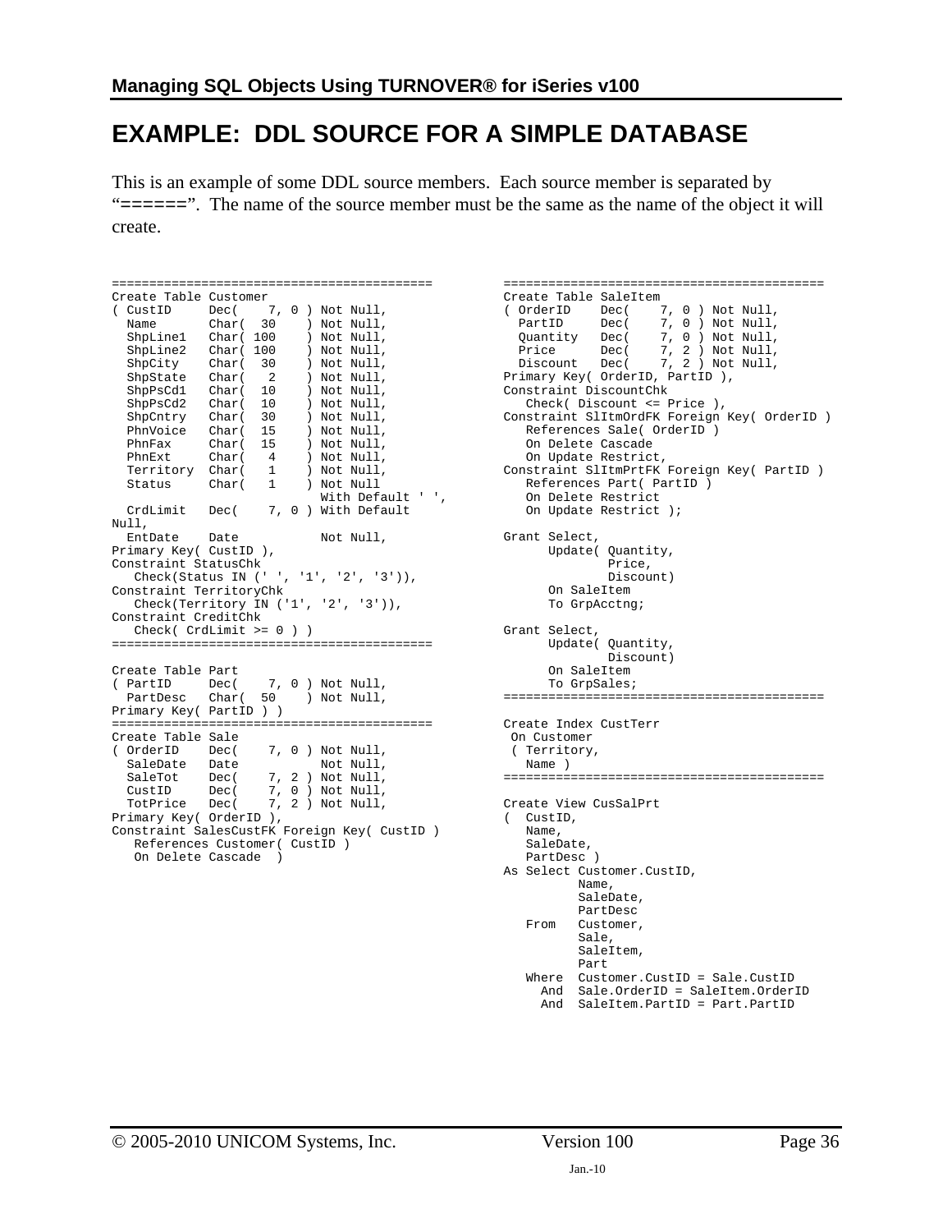# EXAMPLE: DDL SOURCE FOR A SIMPLE DATABASE

This is an example of some DDL source members. Each source member is separated by "======". The name of the source member must be the same as the name of the object it will create.

```
===========================================
Create Table Customer
( CustID     Dec(    7, 0 ) Not Null,
  Name       Char(  30    ) Not Null,
  ShpLine1   Char( 100    ) Not Null,
  ShpLine2   Char( 100    ) Not Null,
  ShpCity    Char(  30    ) Not Null,
  ShpState   Char(   2    ) Not Null,
  ShpPsCd1   Char(  10    ) Not Null,
  ShpPsCd2   Char(  10    ) Not Null,
  ShpCntry   Char(  30    ) Not Null,
  PhnVoice   Char(  15    ) Not Null,
  PhnFax     Char(  15    ) Not Null,
  PhnExt     Char(   4    ) Not Null,
  Territory  Char(   1    ) Not Null,
  Status     Char(   1    ) Not Null
                            With Default ' ',
  CrdLimit   Dec(    7, 0 ) With Default
Null,
  EntDate    Date           Not Null,
Primary Key( CustID ),
Constraint StatusChk
   Check(Status IN (' ', '1', '2', '3')),
Constraint TerritoryChk
   Check(Territory IN ('1', '2', '3')),
Constraint CreditChk
   Check( CrdLimit >= 0 ) )
===========================================

Create Table Part
( PartID     Dec(    7, 0 ) Not Null,
  PartDesc   Char(  50    ) Not Null,
Primary Key( PartID ) )
===========================================
Create Table Sale
( OrderID    Dec(    7, 0 ) Not Null,
  SaleDate   Date           Not Null,
  SaleTot    Dec(    7, 2 ) Not Null,
  CustID     Dec(    7, 0 ) Not Null,
  TotPrice   Dec(    7, 2 ) Not Null,
Primary Key( OrderID ),
Constraint SalesCustFK Foreign Key( CustID )
   References Customer( CustID )
   On Delete Cascade  )
```

```
===========================================
Create Table SaleItem
( OrderID    Dec(    7, 0 ) Not Null,
  PartID     Dec(    7, 0 ) Not Null,
  Quantity   Dec(    7, 0 ) Not Null,
  Price      Dec(    7, 2 ) Not Null,
  Discount   Dec(    7, 2 ) Not Null,
Primary Key( OrderID, PartID ),
Constraint DiscountChk
   Check( Discount <= Price ),
Constraint SlItmOrdFK Foreign Key( OrderID )
   References Sale( OrderID )
   On Delete Cascade
   On Update Restrict,
Constraint SlItmPrtFK Foreign Key( PartID )
   References Part( PartID )
   On Delete Restrict
   On Update Restrict );

Grant Select,
      Update( Quantity,
              Price,
              Discount)
      On SaleItem
      To GrpAcctng;

Grant Select,
      Update( Quantity,
              Discount)
      On SaleItem
      To GrpSales;
===========================================

Create Index CustTerr
 On Customer
 ( Territory,
   Name )
===========================================

Create View CusSalPrt
(  CustID,
   Name,
   SaleDate,
   PartDesc )
As Select Customer.CustID,
          Name,
          SaleDate,
          PartDesc
   From   Customer,
          Sale,
          SaleItem,
          Part
   Where  Customer.CustID = Sale.CustID
     And  Sale.OrderID = SaleItem.OrderID
     And  SaleItem.PartID = Part.PartID
```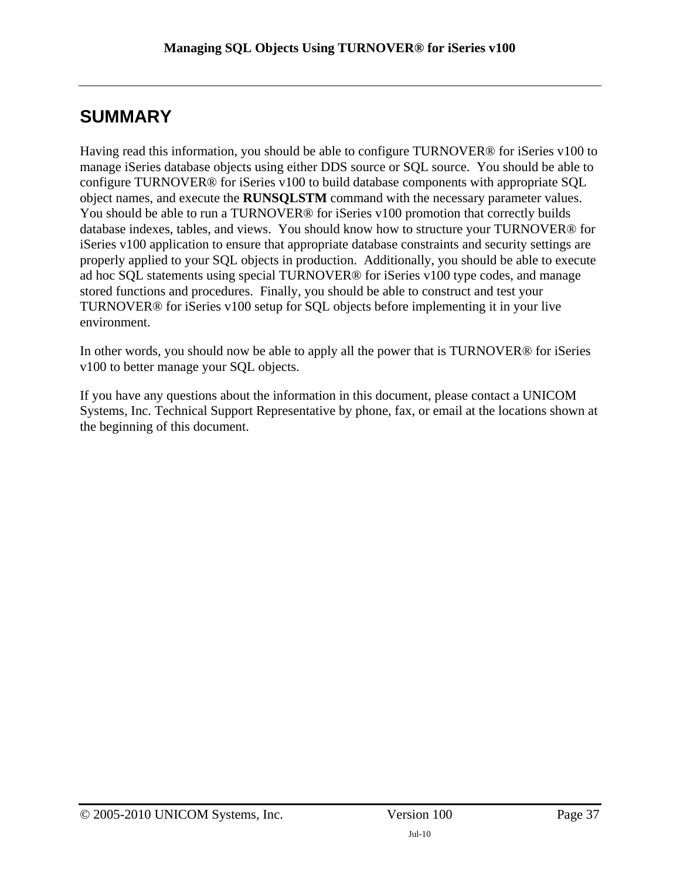# SUMMARY

Having read this information, you should be able to configure TURNOVER® for iSeries v100 to manage iSeries database objects using either DDS source or SQL source. You should be able to configure TURNOVER® for iSeries v100 to build database components with appropriate SQL object names, and execute the **RUNSQLSTM** command with the necessary parameter values. You should be able to run a TURNOVER® for iSeries v100 promotion that correctly builds database indexes, tables, and views. You should know how to structure your TURNOVER® for iSeries v100 application to ensure that appropriate database constraints and security settings are properly applied to your SQL objects in production. Additionally, you should be able to execute ad hoc SQL statements using special TURNOVER® for iSeries v100 type codes, and manage stored functions and procedures. Finally, you should be able to construct and test your TURNOVER® for iSeries v100 setup for SQL objects before implementing it in your live environment.

In other words, you should now be able to apply all the power that is TURNOVER® for iSeries v100 to better manage your SQL objects.

If you have any questions about the information in this document, please contact a UNICOM Systems, Inc. Technical Support Representative by phone, fax, or email at the locations shown at the beginning of this document.